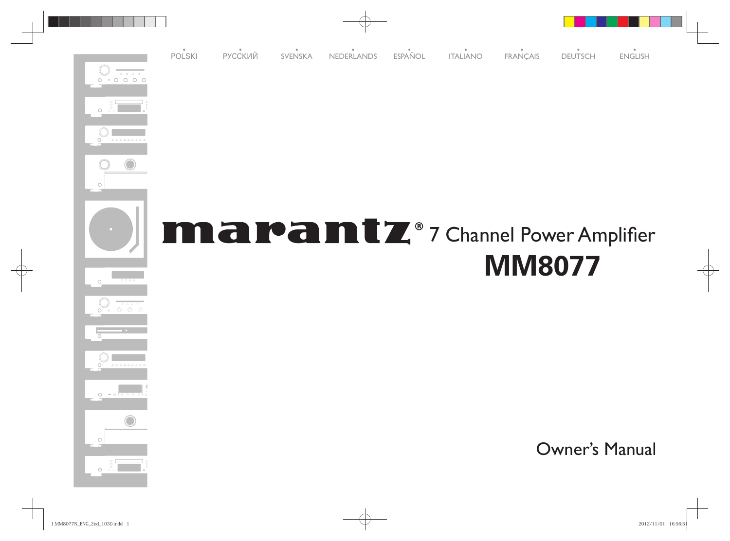POLSKI РУССКИЙ SVENSKA NEDERLANDS ESPAÑOL ITALIANO FRANÇAIS DEUTSCH ENGLISH

# marantz® 7 Channel Power Amplifier

# MM8077

Owner's Manual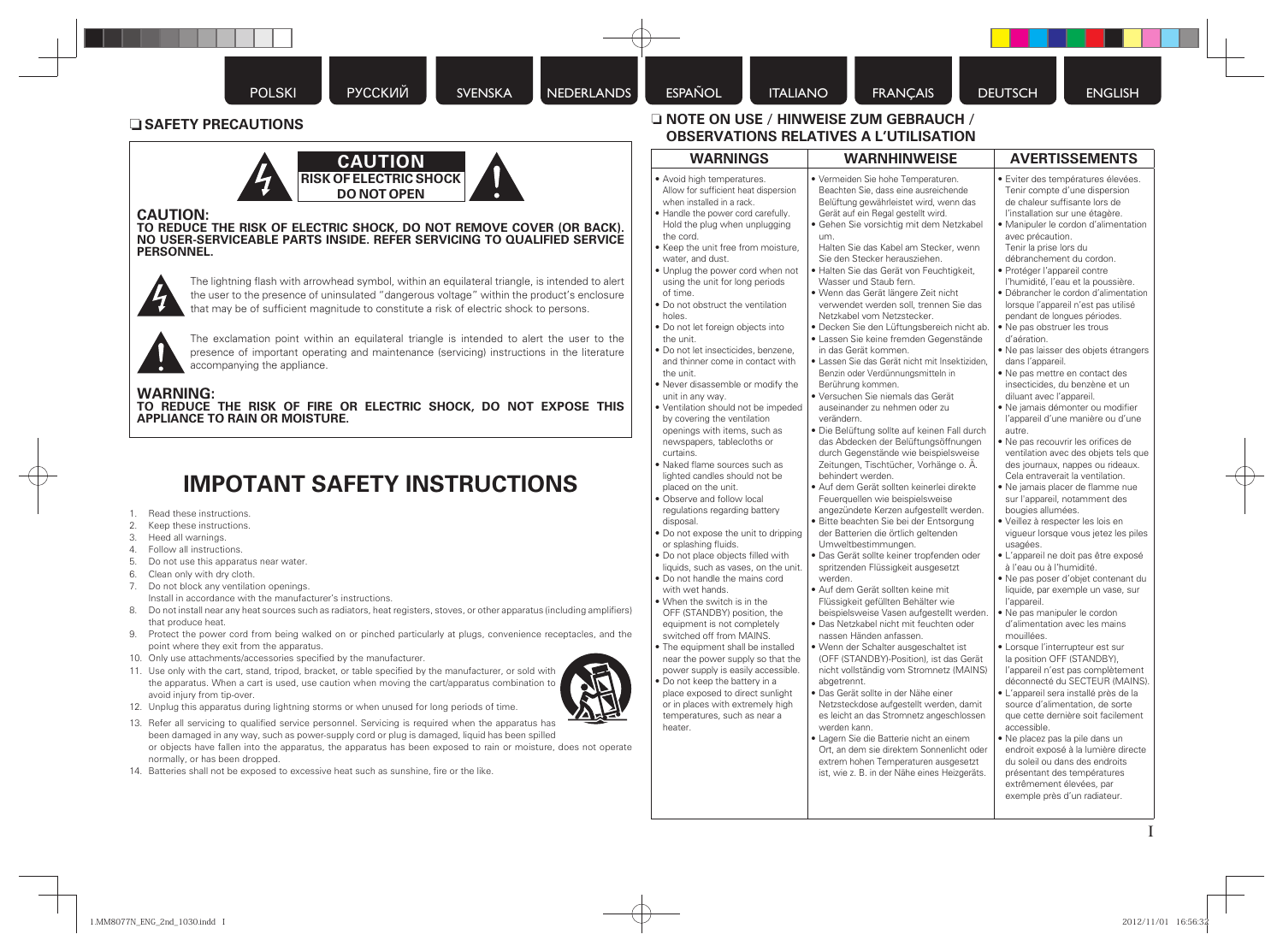## ❑ SAFETY PRECAUTIONS

**CAUTION**
**RISK OF ELECTRIC SHOCK**
**DO NOT OPEN**

**CAUTION:**
**TO REDUCE THE RISK OF ELECTRIC SHOCK, DO NOT REMOVE COVER (OR BACK). NO USER-SERVICEABLE PARTS INSIDE. REFER SERVICING TO QUALIFIED SERVICE PERSONNEL.**

The lightning flash with arrowhead symbol, within an equilateral triangle, is intended to alert the user to the presence of uninsulated "dangerous voltage" within the product's enclosure that may be of sufficient magnitude to constitute a risk of electric shock to persons.

The exclamation point within an equilateral triangle is intended to alert the user to the presence of important operating and maintenance (servicing) instructions in the literature accompanying the appliance.

**WARNING:**
**TO REDUCE THE RISK OF FIRE OR ELECTRIC SHOCK, DO NOT EXPOSE THIS APPLIANCE TO RAIN OR MOISTURE.**

# IMPOTANT SAFETY INSTRUCTIONS

1. Read these instructions.
2. Keep these instructions.
3. Heed all warnings.
4. Follow all instructions.
5. Do not use this apparatus near water.
6. Clean only with dry cloth.
7. Do not block any ventilation openings.
   Install in accordance with the manufacturer's instructions.
8. Do not install near any heat sources such as radiators, heat registers, stoves, or other apparatus (including amplifiers) that produce heat.
9. Protect the power cord from being walked on or pinched particularly at plugs, convenience receptacles, and the point where they exit from the apparatus.
10. Only use attachments/accessories specified by the manufacturer.
11. Use only with the cart, stand, tripod, bracket, or table specified by the manufacturer, or sold with the apparatus. When a cart is used, use caution when moving the cart/apparatus combination to avoid injury from tip-over.
12. Unplug this apparatus during lightning storms or when unused for long periods of time.
13. Refer all servicing to qualified service personnel. Servicing is required when the apparatus has been damaged in any way, such as power-supply cord or plug is damaged, liquid has been spilled or objects have fallen into the apparatus, the apparatus has been exposed to rain or moisture, does not operate normally, or has been dropped.
14. Batteries shall not be exposed to excessive heat such as sunshine, fire or the like.

## ❑ NOTE ON USE / HINWEISE ZUM GEBRAUCH / OBSERVATIONS RELATIVES A L'UTILISATION

### WARNINGS

- Avoid high temperatures.
  Allow for sufficient heat dispersion when installed in a rack.
- Handle the power cord carefully.
  Hold the plug when unplugging the cord.
- Keep the unit free from moisture, water, and dust.
- Unplug the power cord when not using the unit for long periods of time.
- Do not obstruct the ventilation holes.
- Do not let foreign objects into the unit.
- Do not let insecticides, benzene, and thinner come in contact with the unit.
- Never disassemble or modify the unit in any way.
- Ventilation should not be impeded by covering the ventilation openings with items, such as newspapers, tablecloths or curtains.
- Naked flame sources such as lighted candles should not be placed on the unit.
- Observe and follow local regulations regarding battery disposal.
- Do not expose the unit to dripping or splashing fluids.
- Do not place objects filled with liquids, such as vases, on the unit.
- Do not handle the mains cord with wet hands.
- When the switch is in the OFF (STANDBY) position, the equipment is not completely switched off from MAINS.
- The equipment shall be installed near the power supply so that the power supply is easily accessible.
- Do not keep the battery in a place exposed to direct sunlight or in places with extremely high temperatures, such as near a heater.

### WARNHINWEISE

- Vermeiden Sie hohe Temperaturen.
  Beachten Sie, dass eine ausreichende Belüftung gewährleistet wird, wenn das Gerät auf ein Regal gestellt wird.
- Gehen Sie vorsichtig mit dem Netzkabel um.
  Halten Sie das Kabel am Stecker, wenn Sie den Stecker herausziehen.
- Halten Sie das Gerät von Feuchtigkeit, Wasser und Staub fern.
- Wenn das Gerät längere Zeit nicht verwendet werden soll, trennen Sie das Netzkabel vom Netzstecker.
- Decken Sie den Lüftungsbereich nicht ab.
- Lassen Sie keine fremden Gegenstände in das Gerät kommen.
- Lassen Sie das Gerät nicht mit Insektiziden, Benzin oder Verdünnungsmitteln in Berührung kommen.
- Versuchen Sie niemals das Gerät auseinander zu nehmen oder zu verändern.
- Die Belüftung sollte auf keinen Fall durch das Abdecken der Belüftungsöffnungen durch Gegenstände wie beispielsweise Zeitungen, Tischtücher, Vorhänge o. Ä. behindert werden.
- Auf dem Gerät sollten keinerlei direkte Feuerquellen wie beispielsweise angezündete Kerzen aufgestellt werden.
- Bitte beachten Sie bei der Entsorgung der Batterien die örtlich geltenden Umweltbestimmungen.
- Das Gerät sollte keiner tropfenden oder spritzenden Flüssigkeit ausgesetzt werden.
- Auf dem Gerät sollten keine mit Flüssigkeit gefüllten Behälter wie beispielsweise Vasen aufgestellt werden.
- Das Netzkabel nicht mit feuchten oder nassen Händen anfassen.
- Wenn der Schalter ausgeschaltet ist (OFF (STANDBY)-Position), ist das Gerät nicht vollständig vom Stromnetz (MAINS) abgetrennt.
- Das Gerät sollte in der Nähe einer Netzsteckdose aufgestellt werden, damit es leicht an das Stromnetz angeschlossen werden kann.
- Lagern Sie die Batterie nicht an einem Ort, an dem sie direktem Sonnenlicht oder extrem hohen Temperaturen ausgesetzt ist, wie z. B. in der Nähe eines Heizgeräts.

### AVERTISSEMENTS

- Eviter des températures élevées.
  Tenir compte d'une dispersion de chaleur suffisante lors de l'installation sur une étagère.
- Manipuler le cordon d'alimentation avec précaution.
  Tenir la prise lors du débranchement du cordon.
- Protéger l'appareil contre l'humidité, l'eau et la poussière.
- Débrancher le cordon d'alimentation lorsque l'appareil n'est pas utilisé pendant de longues périodes.
- Ne pas obstruer les trous d'aération.
- Ne pas laisser des objets étrangers dans l'appareil.
- Ne pas mettre en contact des insecticides, du benzène et un diluant avec l'appareil.
- Ne jamais démonter ou modifier l'appareil d'une manière ou d'une autre.
- Ne pas recouvrir les orifices de ventilation avec des objets tels que des journaux, nappes ou rideaux. Cela entraverait la ventilation.
- Ne jamais placer de flamme nue sur l'appareil, notamment des bougies allumées.
- Veillez à respecter les lois en vigueur lorsque vous jetez les piles usagées.
- L'appareil ne doit pas être exposé à l'eau ou à l'humidité.
- Ne pas poser d'objet contenant du liquide, par exemple un vase, sur l'appareil.
- Ne pas manipuler le cordon d'alimentation avec les mains mouillées.
- Lorsque l'interrupteur est sur la position OFF (STANDBY), l'appareil n'est pas complètement déconnecté du SECTEUR (MAINS).
- L'appareil sera installé près de la source d'alimentation, de sorte que cette dernière soit facilement accessible.
- Ne placez pas la pile dans un endroit exposé à la lumière directe du soleil ou dans des endroits présentant des températures extrêmement élevées, par exemple près d'un radiateur.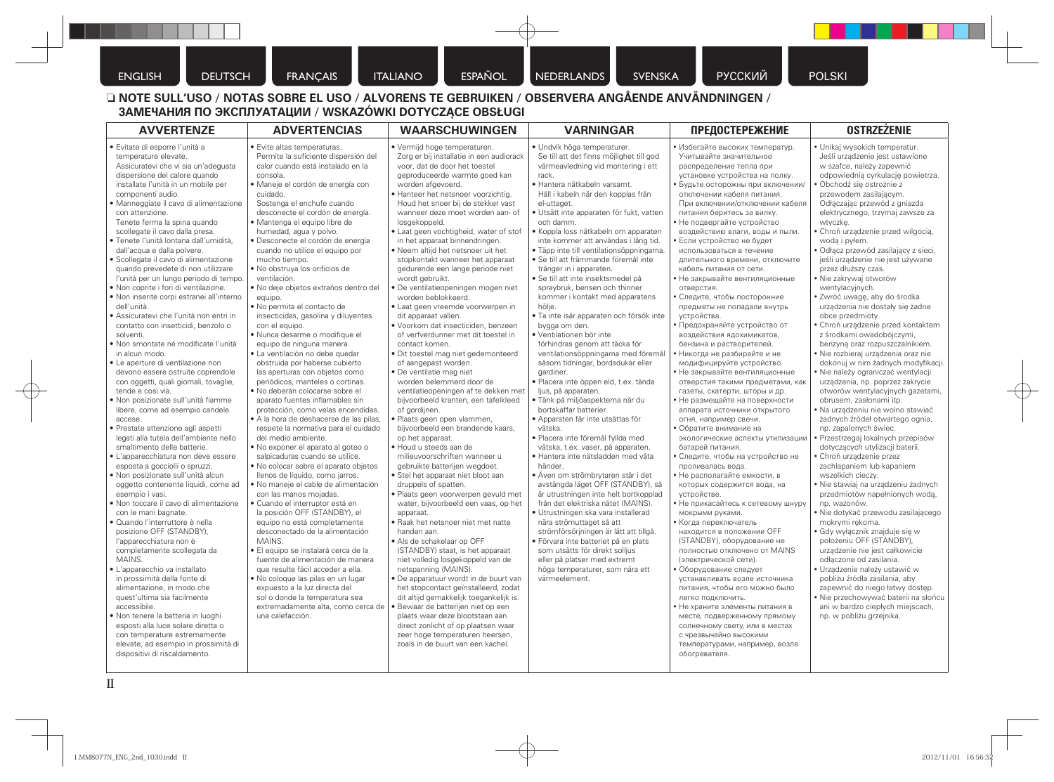ENGLISH | DEUTSCH | FRANÇAIS | ITALIANO | ESPAÑOL | NEDERLANDS | SVENSKA | РУССКИЙ | POLSKI

## ❑ NOTE SULL'USO / NOTAS SOBRE EL USO / ALVORENS TE GEBRUIKEN / OBSERVERA ANGÅENDE ANVÄNDNINGEN / ЗАМЕЧАНИЯ ПО ЭКСПЛУАТАЦИИ / WSKAZÓWKI DOTYCZĄCE OBSŁUGI

### AVVERTENZE

- Evitate di esporre l'unità a temperature elevate. Assicuratevi che vi sia un'adeguata dispersione del calore quando installate l'unità in un mobile per componenti audio.
- Manneggiate il cavo di alimentazione con attenzione. Tenete ferma la spina quando scollegate il cavo dalla presa.
- Tenete l'unità lontana dall'umidità, dall'acqua e dalla polvere.
- Scollegate il cavo di alimentazione quando prevedete di non utilizzare l'unità per un lungo periodo di tempo.
- Non coprite i fori di ventilazione.
- Non inserite corpi estranei all'interno dell'unità.
- Assicuratevi che l'unità non entri in contatto con insetticidi, benzolo o solventi.
- Non smontate né modificate l'unità in alcun modo.
- Le aperture di ventilazione non devono essere ostruite coprendole con oggetti, quali giornali, tovaglie, tende e così via.
- Non posizionate sull'unità fiamme libere, come ad esempio candele accese.
- Prestate attenzione agli aspetti legati alla tutela dell'ambiente nello smaltimento delle batterie.
- L'apparecchiatura non deve essere esposta a gocciolii o spruzzi.
- Non posizionate sull'unità alcun oggetto contenente liquidi, come ad esempio i vasi.
- Non toccare il cavo di alimentazione con le mani bagnate.
- Quando l'interruttore è nella posizione OFF (STANDBY), l'apparecchiatura non è completamente scollegata da MAINS.
- L'apparecchio va installato in prossimità della fonte di alimentazione, in modo che quest'ultima sia facilmente accessibile.
- Non tenere la batteria in luoghi esposti alla luce solare diretta o con temperature estremamente elevate, ad esempio in prossimità di dispositivi di riscaldamento.

### ADVERTENCIAS

- Evite altas temperaturas. Permite la suficiente dispersión del calor cuando está instalado en la consola.
- Maneje el cordón de energía con cuidado. Sostenga el enchufe cuando desconecte el cordón de energía.
- Mantenga el equipo libre de humedad, agua y polvo.
- Desconecte el cordón de energía cuando no utilice el equipo por mucho tiempo.
- No obstruya los orificios de ventilación.
- No deje objetos extraños dentro del equipo.
- No permita el contacto de insecticidas, gasolina y diluyentes con el equipo.
- Nunca desarme o modifique el equipo de ninguna manera.
- La ventilación no debe quedar obstruida por haberse cubierto las aperturas con objetos como periódicos, manteles o cortinas.
- No deberán colocarse sobre el aparato fuentes inflamables sin protección, como velas encendidas.
- A la hora de deshacerse de las pilas, respete la normativa para el cuidado del medio ambiente.
- No exponer el aparato al goteo o salpicaduras cuando se utilice.
- No colocar sobre el aparato objetos llenos de líquido, como jarros.
- No maneje el cable de alimentación con las manos mojadas.
- Cuando el interruptor está en la posición OFF (STANDBY), el equipo no está completamente desconectado de la alimentación MAINS.
- El equipo se instalará cerca de la fuente de alimentación de manera que resulte fácil acceder a ella.
- No coloque las pilas en un lugar expuesto a la luz directa del sol o donde la temperatura sea extremadamente alta, como cerca de una calefacción.

### WAARSCHUWINGEN

- Vermijd hoge temperaturen. Zorg er bij installatie in een audiorack voor, dat de door het toestel geproduceerde warmte goed kan worden afgevoerd.
- Hanteer het netsnoer voorzichtig. Houd het snoer bij de stekker vast wanneer deze moet worden aan- of losgekoppeld.
- Laat geen vochtigheid, water of stof in het apparaat binnendringen.
- Neem altijd het netsnoer uit het stopkontakt wanneer het apparaat gedurende een lange periode niet wordt gebruikt.
- De ventilatieopeningen mogen niet worden beblokkeerd.
- Laat geen vreemde voorwerpen in dit apparaat vallen.
- Voorkom dat insecticiden, benzeen of verfverdunner met dit toestel in contact komen.
- Dit toestel mag niet gedemonteerd of aangepast worden.
- De ventilatie mag niet worden belemmerd door de ventilatieopeningen af te dekken met bijvoorbeeld kranten, een tafelkleed of gordijnen.
- Plaats geen open vlammen, bijvoorbeeld een brandende kaars, op het apparaat.
- Houd u steeds aan de milieuvoorschriften wanneer u gebruikte batterijen wegdoet.
- Stel het apparaat niet bloot aan druppels of spatten.
- Plaats geen voorwerpen gevuld met water, bijvoorbeeld een vaas, op het apparaat.
- Raak het netsnoer niet met natte handen aan.
- Als de schakelaar op OFF (STANDBY) staat, is het apparaat niet volledig losgekoppeld van de netspanning (MAINS).
- De apparatuur wordt in de buurt van het stopcontact geïnstalleerd, zodat dit altijd gemakkelijk toegankelijk is.
- Bewaar de batterijen niet op een plaats waar deze blootstaan aan direct zonlicht of op plaatsen waar zeer hoge temperaturen heersen, zoals in de buurt van een kachel.

### VARNINGAR

- Undvik höga temperaturer. Se till att det finns möjlighet till god värmeavledning vid montering i ett rack.
- Hantera nätkabeln varsamt. Håll i kabeln när den kopplas från el-uttaget.
- Utsätt inte apparaten för fukt, vatten och damm.
- Koppla loss nätkabeln om apparaten inte kommer att användas i lång tid.
- Täpp inte till ventilationsöppningarna.
- Se till att främmande föremål inte tränger in i apparaten.
- Se till att inte insektsmedel på spraybruk, bensen och thinner kommer i kontakt med apparatens hölje.
- Ta inte isär apparaten och försök inte bygga om den.
- Ventilationen bör inte förhindras genom att täcka för ventilationsöppningarna med föremål såsom tidningar, bordsdukar eller gardiner.
- Placera inte öppen eld, t.ex. tända ljus, på apparaten.
- Tänk på miljöaspekterna när du bortskaffar batterier.
- Apparaten får inte utsättas för vätska.
- Placera inte föremål fyllda med vätska, t.ex. vaser, på apparaten.
- Hantera inte nätsladden med våta händer.
- Även om strömbrytaren står i det avstängda läget OFF (STANDBY), så är utrustningen inte helt bortkopplad från det elektriska nätet (MAINS).
- Utrustningen ska vara installerad nära strömuttaget så att strömförsörjningen är lätt att tillgå.
- Förvara inte batteriet på en plats som utsätts för direkt solljus eller på platser med extremt höga temperaturer, som nära ett värmeelement.

### ПРЕДОСТЕРЕЖЕНИЕ

- Избегайте высоких температур. Учитывайте значительное распределение тепла при установке устройства на полку.
- Будьте осторожны при включении/отключении кабеля питания. При включении/отключении кабеля питания беритесь за вилку.
- Не подвергайте устройство воздействию влаги, воды и пыли.
- Если устройство не будет использоваться в течение длительного времени, отключите кабель питания от сети.
- Не закрывайте вентиляционные отверстия.
- Следите, чтобы посторонние предметы не попадали внутрь устройства.
- Предохраняйте устройство от воздействия ядохимикатов, бензина и растворителей.
- Никогда не разбирайте и не модифицируйте устройство.
- Не закрывайте вентиляционные отверстия такими предметами, как газеты, скатерти, шторы и др.
- Не размещайте на поверхности аппарата источники открытого огня, например свечи.
- Обратите внимание на экологические аспекты утилизации батарей питания.
- Следите, чтобы на устройство не проливалась вода.
- Не располагайте емкости, в которых содержится вода, на устройстве.
- Не прикасайтесь к сетевому шнуру мокрыми руками.
- Когда переключатель находится в положении OFF (STANDBY), оборудование не полностью отключено от MAINS (электрической сети).
- Оборудование следует устанавливать возле источника питания, чтобы его можно было легко подключить.
- Не храните элементы питания в месте, подверженному прямому солнечному свету, или в местах с чрезвычайно высокими температурами, например, возле обогревателя.

### OSTRZEŻENIE

- Unikaj wysokich temperatur. Jeśli urządzenie jest ustawione w szafce, należy zapewnić odpowiednią cyrkulację powietrza.
- Obchodź się ostrożnie z przewodem zasilającym. Odłączając przewód z gniazda elektrycznego, trzymaj zawsze za wtyczkę.
- Chroń urządzenie przed wilgocią, wodą i pyłem.
- Odłącz przewód zasilający z sieci, jeśli urządzenie nie jest używane przez dłuższy czas.
- Nie zakrywaj otworów wentylacyjnych.
- Zwróć uwagę, aby do środka urządzenia nie dostały się żadne obce przedmioty.
- Chroń urządzenie przed kontaktem z środkami owadobójczymi, benzyną oraz rozpuszczalnikiem.
- Nie rozbieraj urządzenia oraz nie dokonuj w nim żadnych modyfikacji.
- Nie należy ograniczać wentylacji urządzenia, np. poprzez zakrycie otworów wentylacyjnych gazetami, obrusem, zasłonami itp.
- Na urządzeniu nie wolno stawiać żadnych źródeł otwartego ognia, np. zapalonych świec.
- Przestrzegaj lokalnych przepisów dotyczących utylizacji baterii.
- Chroń urządzenie przez zachlapaniem lub kapaniem wszelkich cieczy.
- Nie stawiaj na urządzeniu żadnych przedmiotów napełnionych wodą, np. wazonów.
- Nie dotykać przewodu zasilającego mokrymi rękoma.
- Gdy wyłącznik znajduje się w położeniu OFF (STANDBY), urządzenie nie jest całkowicie odłączone od zasilania.
- Urządzenie należy ustawić w pobliżu źródła zasilania, aby zapewnić do niego łatwy dostęp.
- Nie przechowywać baterii na słońcu ani w bardzo ciepłych miejscach, np. w pobliżu grzejnika.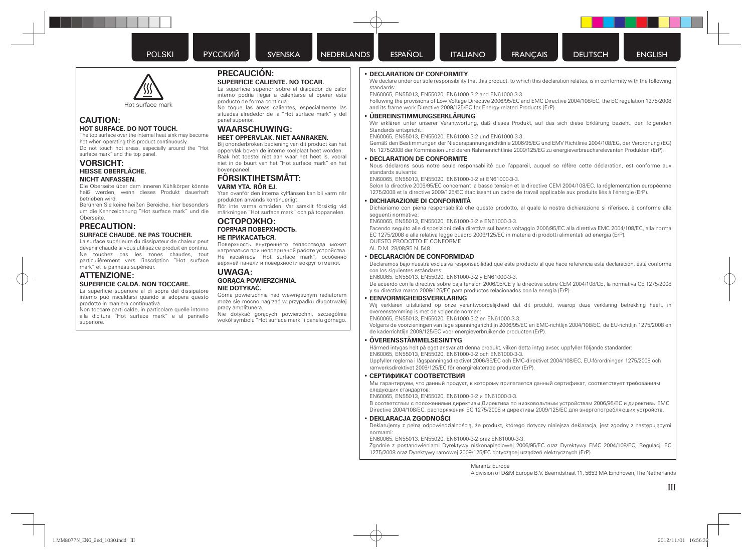Hot surface mark

## CAUTION:

**HOT SURFACE. DO NOT TOUCH.**

The top surface over the internal heat sink may become hot when operating this product continuously.
Do not touch hot areas, especially around the "Hot surface mark" and the top panel.

## VORSICHT:

**HEISSE OBERFLÄCHE.**
**NICHT ANFASSEN.**

Die Oberseite über dem inneren Kühlkörper könnte heiß werden, wenn dieses Produkt dauerhaft betrieben wird.
Berühren Sie keine heißen Bereiche, hier besonders um die Kennzeichnung "Hot surface mark" und die Oberseite.

## PRECAUTION:

**SURFACE CHAUDE. NE PAS TOUCHER.**

La surface supérieure du dissipateur de chaleur peut devenir chaude si vous utilisez ce produit en continu.
Ne touchez pas les zones chaudes, tout particulièrement vers l'inscription "Hot surface mark" et le panneau supérieur.

## ATTENZIONE:

**SUPERFICIE CALDA. NON TOCCARE.**

La superficie superiore al di sopra del dissipatore interno può riscaldarsi quando si adopera questo prodotto in maniera continuativa.
Non toccare parti calde, in particolare quelle intorno alla dicitura "Hot surface mark" e al pannello superiore.

## PRECAUCIÓN:

**SUPERFICIE CALIENTE. NO TOCAR.**

La superficie superior sobre el disipador de calor interno podría llegar a calentarse al operar este producto de forma continua.
No toque las áreas calientes, especialmente las situadas alrededor de la "Hot surface mark" y del panel superior.

## WAARSCHUWING:

**HEET OPPERVLAK. NIET AANRAKEN.**

Bij ononderbroken bediening van dit product kan het oppervlak boven de interne koelplaat heet worden.
Raak het toestel niet aan waar het heet is, vooral niet in de buurt van het "Hot surface mark" en het bovenpaneel.

## FÖRSIKTIHETSMÅTT:

**VARM YTA. RÖR EJ.**

Ytan ovanför den interna kylflänsen kan bli varm när produkten används kontinuerligt.
Rör inte varma områden. Var särskilt försiktig vid märkningen "Hot surface mark" och på toppanelen.

## ОСТОРОЖНО:

**ГОРЯЧАЯ ПОВЕРХНОСТЬ.**
**НЕ ПРИКАСАТЬСЯ.**

Поверхность внутреннего теплоотвода может нагреваться при непрерывной работе устройства.
Не касайтесь "Hot surface mark", особенно верхней панели и поверхности вокруг отметки.

## UWAGA:

**GORĄCA POWIERZCHNIA.**
**NIE DOTYKAĆ.**

Górna powierzchnia nad wewnętrznym radiatorem może się mocno nagrzać w przypadku długotrwałej pracy amplitunera.
Nie dotykać gorących powierzchni, szczególnie wokół symbolu "Hot surface mark" i panelu górnego.

- **DECLARATION OF CONFORMITY**

  We declare under our sole responsibility that this product, to which this declaration relates, is in conformity with the following standards:
  EN60065, EN55013, EN55020, EN61000-3-2 and EN61000-3-3.
  Following the provisions of Low Voltage Directive 2006/95/EC and EMC Directive 2004/108/EC, the EC regulation 1275/2008 and its frame work Directive 2009/125/EC for Energy-related Products (ErP).

- **ÜBEREINSTIMMUNGSERKLÄRUNG**

  Wir erklären unter unserer Verantwortung, daß dieses Produkt, auf das sich diese Erklärung bezieht, den folgenden Standards entspricht:
  EN60065, EN55013, EN55020, EN61000-3-2 und EN61000-3-3.
  Gemäß den Bestimmungen der Niederspannungsrichtlinie 2006/95/EG und EMV Richtlinie 2004/108/EG, der Verordnung (EG) Nr. 1275/2008 der Kommission und deren Rahmenrichtlinie 2009/125/EG zu energieverbrauchsrelevanten Produkten (ErP).

- **DECLARATION DE CONFORMITE**

  Nous déclarons sous notre seule responsabilité que l'appareil, auquel se réfère cette déclaration, est conforme aux standards suivants:
  EN60065, EN55013, EN55020, EN61000-3-2 et EN61000-3-3.
  Selon la directive 2006/95/EC concernant la basse tension et la directive CEM 2004/108/EC, la réglementation européenne 1275/2008 et la directive 2009/125/EC établissant un cadre de travail applicable aux produits liés à l'énergie (ErP).

- **DICHIARAZIONE DI CONFORMITÀ**

  Dichiariamo con piena responsabilità che questo prodotto, al quale la nostra dichiarazione si riferisce, è conforme alle seguenti normative:
  EN60065, EN55013, EN55020, EN61000-3-2 e EN61000-3-3.
  Facendo seguito alle disposizioni della direttiva sul basso voltaggio 2006/95/EC alla direttiva EMC 2004/108/EC, alla norma EC 1275/2008 e alla relativa legge quadro 2009/125/EC in materia di prodotti alimentati ad energia (ErP).
  QUESTO PRODOTTO E' CONFORME
  AL D.M. 28/08/95 N. 548

- **DECLARACIÓN DE CONFORMIDAD**

  Declaramos bajo nuestra exclusiva responsabilidad que este producto al que hace referencia esta declaración, está conforme con los siguientes estándares:
  EN60065, EN55013, EN55020, EN61000-3-2 y EN61000-3-3.
  De acuerdo con la directiva sobre baja tensión 2006/95/CE y la directiva sobre CEM 2004/108/CE, la normativa CE 1275/2008 y su directiva marco 2009/125/EC para productos relacionados con la energía (ErP).

- **EENVORMIGHEIDSVERKLARING**

  Wij verklaren uitsluitend op onze verantwoordelijkheid dat dit produkt, waarop deze verklaring betrekking heeft, in overeenstemming is met de volgende normen:
  EN60065, EN55013, EN55020, EN61000-3-2 en EN61000-3-3.
  Volgens de voorzieningen van lage spanningsrichtlijn 2006/95/EC en EMC-richtlijn 2004/108/EC, de EU-richtlijn 1275/2008 en de kaderrichtlijn 2009/125/EC voor energieverbruikende producten (ErP).

- **ÖVERENSSTÄMMELSEINTYG**

  Härmed intygas helt på eget ansvar att denna produkt, vilken detta intyg avser, uppfyller följande standarder:
  EN60065, EN55013, EN55020, EN61000-3-2 och EN61000-3-3.
  Uppfyller reglerna i lågspänningsdirektivet 2006/95/EC och EMC-direktivet 2004/108/EC, EU-förordningen 1275/2008 och ramverksdirektivet 2009/125/EC för energirelaterade produkter (ErP).

- **СЕРТИФИКАТ СООТВЕТСТВИЯ**

  Мы гарантируем, что данный продукт, к которому прилагается данный сертификат, соответствует требованиям следующих стандартов:
  EN60065, EN55013, EN55020, EN61000-3-2 и EN61000-3-3.
  В соответствии с положениями директивы Директива по низковольтным устройствам 2006/95/EC и директивы EMC Directive 2004/108/EC, распоряжения EC 1275/2008 и директивы 2009/125/EC для энергопотребляющих устройств.

- **DEKLARACJA ZGODNOŚCI**

  Deklarujemy z pełną odpowiedzialnością, że produkt, którego dotyczy niniejsza deklaracja, jest zgodny z następującymi normami:
  EN60065, EN55013, EN55020, EN61000-3-2 oraz EN61000-3-3.
  Zgodnie z postanowieniami Dyrektywy niskonapięciowej 2006/95/EC oraz Dyrektywy EMC 2004/108/EC, Regulacji EC 1275/2008 oraz Dyrektywy ramowej 2009/125/EC dotyczącej urządzeń elektrycznych (ErP).

Marantz Europe
A division of D&M Europe B.V. Beemdstraat 11, 5653 MA Eindhoven, The Netherlands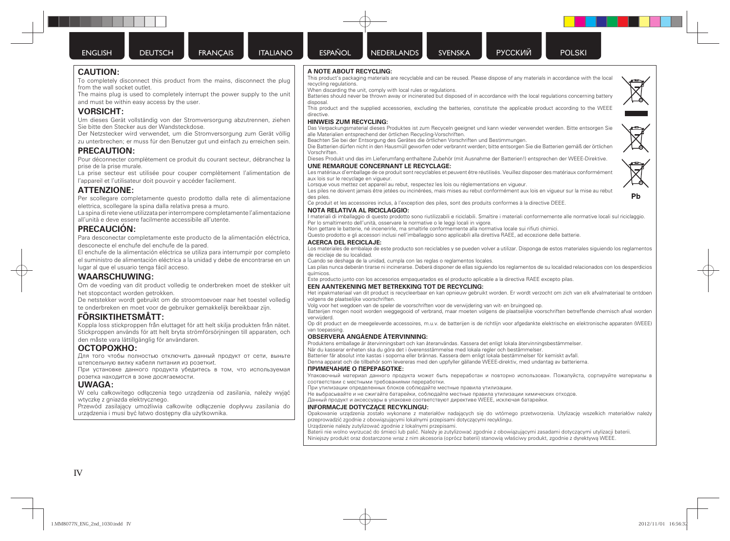ENGLISH DEUTSCH FRANÇAIS ITALIANO ESPAÑOL NEDERLANDS SVENSKA РУССКИЙ POLSKI

## CAUTION:

To completely disconnect this product from the mains, disconnect the plug from the wall socket outlet.

The mains plug is used to completely interrupt the power supply to the unit and must be within easy access by the user.

## VORSICHT:

Um dieses Gerät vollständig von der Stromversorgung abzutrennen, ziehen Sie bitte den Stecker aus der Wandsteckdose.

Der Netzstecker wird verwendet, um die Stromversorgung zum Gerät völlig zu unterbrechen; er muss für den Benutzer gut und einfach zu erreichen sein.

## PRECAUTION:

Pour déconnecter complètement ce produit du courant secteur, débranchez la prise de la prise murale.

La prise secteur est utilisée pour couper complètement l'alimentation de l'appareil et l'utilisateur doit pouvoir y accéder facilement.

## ATTENZIONE:

Per scollegare completamente questo prodotto dalla rete di alimentazione elettrica, scollegare la spina dalla relativa presa a muro.

La spina di rete viene utilizzata per interrompere completamente l'alimentazione all'unità e deve essere facilmente accessibile all'utente.

## PRECAUCIÓN:

Para desconectar completamente este producto de la alimentación eléctrica, desconecte el enchufe del enchufe de la pared.

El enchufe de la alimentación eléctrica se utiliza para interrumpir por completo el suministro de alimentación eléctrica a la unidad y debe de encontrarse en un lugar al que el usuario tenga fácil acceso.

## WAARSCHUWING:

Om de voeding van dit product volledig te onderbreken moet de stekker uit het stopcontact worden getrokken.

De netstekker wordt gebruikt om de stroomtoevoer naar het toestel volledig te onderbreken en moet voor de gebruiker gemakkelijk bereikbaar zijn.

## FÖRSIKTIHETSMÅTT:

Koppla loss stickproppen från eluttaget för att helt skilja produkten från nätet. Stickproppen används för att helt bryta strömförsörjningen till apparaten, och den måste vara lättillgänglig för användaren.

## ОСТОРОЖНО:

Для того чтобы полностью отключить данный продукт от сети, выньте штепсельную вилку кабеля питания из розеткит.

При установке данного продукта убедитесь в том, что используемая розетка находится в зоне досягаемости.

## UWAGA:

W celu całkowitego odłączenia tego urządzenia od zasilania, należy wyjąć wtyczkę z gniazda elektrycznego.

Przewód zasilający umożliwia całkowite odłączenie dopływu zasilania do urządzenia i musi być łatwo dostępny dla użytkownika.

### A NOTE ABOUT RECYCLING:

This product's packaging materials are recyclable and can be reused. Please dispose of any materials in accordance with the local recycling regulations.

When discarding the unit, comply with local rules or regulations.

Batteries should never be thrown away or incinerated but disposed of in accordance with the local regulations concerning battery disposal.

This product and the supplied accessories, excluding the batteries, constitute the applicable product according to the WEEE directive.

### HINWEIS ZUM RECYCLING:

Das Verpackungsmaterial dieses Produktes ist zum Recyceln geeignet und kann wieder verwendet werden. Bitte entsorgen Sie alle Materialien entsprechend der örtlichen Recycling-Vorschriften.

Beachten Sie bei der Entsorgung des Gerätes die örtlichen Vorschriften und Bestimmungen.

Die Batterien dürfen nicht in den Hausmüll geworfen oder verbrannt werden; bitte entsorgen Sie die Batterien gemäß der örtlichen Vorschriften.

Dieses Produkt und das im Lieferumfang enthaltene Zubehör (mit Ausnahme der Batterien!) entsprechen der WEEE-Direktive.

### UNE REMARQUE CONCERNANT LE RECYCLAGE:

Les matériaux d'emballage de ce produit sont recyclables et peuvent être réutilisés. Veuillez disposer des matériaux conformément aux lois sur le recyclage en vigueur.

Lorsque vous mettez cet appareil au rebut, respectez les lois ou réglementations en vigueur.

Les piles ne doivent jamais être jetées ou incinérées, mais mises au rebut conformément aux lois en vigueur sur la mise au rebut des piles.

Ce produit et les accessoires inclus, à l'exception des piles, sont des produits conformes à la directive DEEE.

### NOTA RELATIVA AL RICICLAGGIO:

I materiali di imballaggio di questo prodotto sono riutilizzabili e riciclabili. Smaltire i materiali conformemente alle normative locali sul riciclaggio.

Per lo smaltimento dell'unità, osservare le normative o le leggi locali in vigore.

Non gettare le batterie, né incenerirle, ma smaltirle conformemente alla normativa locale sui rifiuti chimici.

Questo prodotto e gli accessori inclusi nell'imballaggio sono applicabili alla direttiva RAEE, ad eccezione delle batterie.

### ACERCA DEL RECICLAJE:

Los materiales de embalaje de este producto son reciclables y se pueden volver a utilizar. Disponga de estos materiales siguiendo los reglamentos de reciclaje de su localidad.

Cuando se deshaga de la unidad, cumpla con las reglas o reglamentos locales.

Las pilas nunca deberán tirarse ni incinerarse. Deberá disponer de ellas siguiendo los reglamentos de su localidad relacionados con los desperdicios químicos.

Este producto junto con los accesorios empaquetados es el producto aplicable a la directiva RAEE excepto pilas.

### EEN AANTEKENING MET BETREKKING TOT DE RECYCLING:

Het inpakmateriaal van dit product is recycleerbaar en kan opnieuw gebruikt worden. Er wordt verzocht om zich van elk afvalmateriaal te ontdoen volgens de plaatselijke voorschriften.

Volg voor het wegdoen van de speler de voorschriften voor de verwijdering van wit- en bruingoed op.

Batterijen mogen nooit worden weggegooid of verbrand, maar moeten volgens de plaatselijke voorschriften betreffende chemisch afval worden verwijderd.

Op dit product en de meegeleverde accessoires, m.u.v. de batterijen is de richtlijn voor afgedankte elektrische en elektronische apparaten (WEEE) van toepassing.

### OBSERVERA ANGÅENDE ÅTERVINNING:

Produktens emballage är återvinningsbart och kan återanvändas. Kassera det enligt lokala återvinningsbestämmelser.

När du kasserar enheten ska du göra det i överensstämmelse med lokala regler och bestämmelser.

Batterier får absolut inte kastas i soporna eller brännas. Kassera dem enligt lokala bestämmelser för kemiskt avfall.

Denna apparat och de tillbehör som levereras med den uppfyller gällande WEEE-direktiv, med undantag av batterierna.

### ПРИМЕЧАНИЕ О ПЕРЕРАБОТКЕ:

Упаковочный материал данного продукта может быть переработан и повторно использован. Пожалуйста, сортируйте материалы в соответствии с местными требованиями переработки.

При утилизации определенных блоков соблюдайте местные правила утилизации.

Не выбрасывайте и не сжигайте батарейки, соблюдайте местные правила утилизации химических отходов.

Данный продукт и аксессуары в упаковке соответствуют директиве WEEE, исключая батарейки.

### INFORMACJE DOTYCZĄCE RECYKLINGU:

Opakowanie urządzenia zostało wykonane z materiałów nadających się do wtórnego przetworzenia. Utylizację wszelkich materiałów należy przeprowadzić zgodnie z obowiązującymi lokalnymi przepisami dotyczącymi recyklingu.

Urządzenie należy zutylizować zgodnie z lokalnymi przepisami.

Baterii nie wolno wyrzucać do śmieci lub palić. Należy je zutylizować zgodnie z obowiązującymi zasadami dotyczącymi utylizacji baterii.

Niniejszy produkt oraz dostarczone wraz z nim akcesoria (oprócz baterii) stanowią właściwy produkt, zgodnie z dyrektywą WEEE.

Pb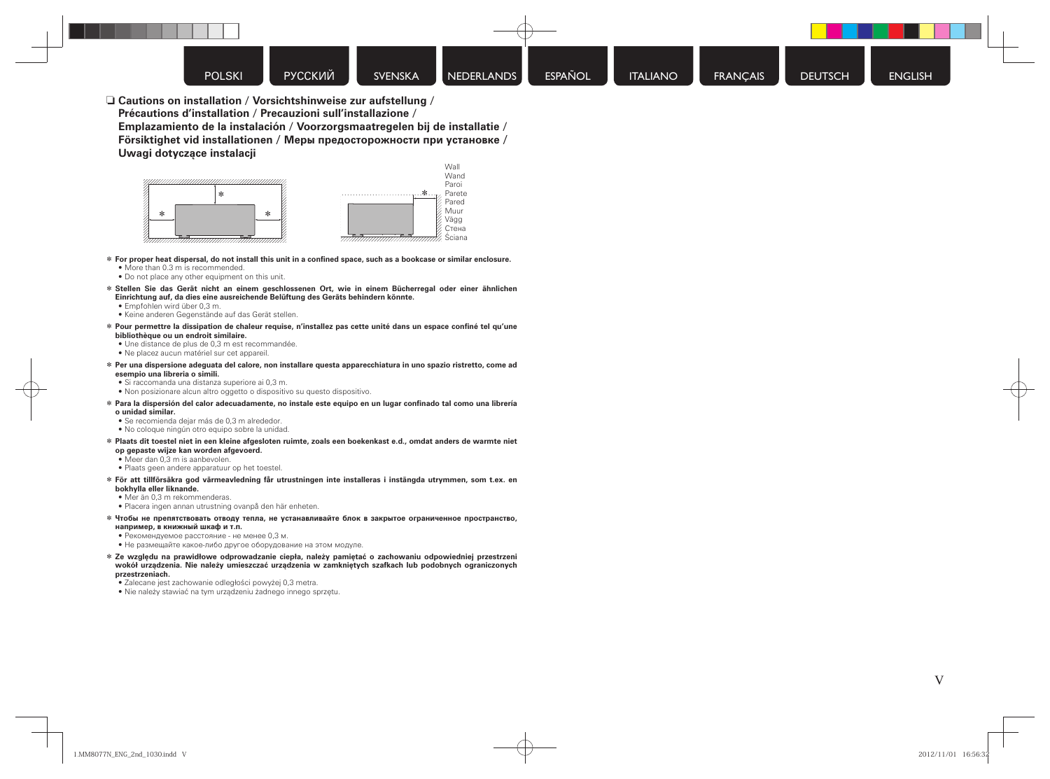POLSKI | РУССКИЙ | SVENSKA | NEDERLANDS | ESPAÑOL | ITALIANO | FRANÇAIS | DEUTSCH | ENGLISH

❑ **Cautions on installation / Vorsichtshinweise zur aufstellung / Précautions d'installation / Precauzioni sull'installazione / Emplazamiento de la instalación / Voorzorgsmaatregelen bij de installatie / Försiktighet vid installationen / Меры предосторожности при установке / Uwagi dotyczące instalacji**

Wall
Wand
Paroi
Parete
Pared
Muur
Vägg
Стена
Ściana

\* **For proper heat dispersal, do not install this unit in a confined space, such as a bookcase or similar enclosure.**
- More than 0.3 m is recommended.
- Do not place any other equipment on this unit.

\* **Stellen Sie das Gerät nicht an einem geschlossenen Ort, wie in einem Bücherregal oder einer ähnlichen Einrichtung auf, da dies eine ausreichende Belüftung des Geräts behindern könnte.**
- Empfohlen wird über 0,3 m.
- Keine anderen Gegenstände auf das Gerät stellen.

\* **Pour permettre la dissipation de chaleur requise, n'installez pas cette unité dans un espace confiné tel qu'une bibliothèque ou un endroit similaire.**
- Une distance de plus de 0,3 m est recommandée.
- Ne placez aucun matériel sur cet appareil.

\* **Per una dispersione adeguata del calore, non installare questa apparecchiatura in uno spazio ristretto, come ad esempio una libreria o simili.**
- Si raccomanda una distanza superiore ai 0,3 m.
- Non posizionare alcun altro oggetto o dispositivo su questo dispositivo.

\* **Para la dispersión del calor adecuadamente, no instale este equipo en un lugar confinado tal como una librería o unidad similar.**
- Se recomienda dejar más de 0,3 m alrededor.
- No coloque ningún otro equipo sobre la unidad.

\* **Plaats dit toestel niet in een kleine afgesloten ruimte, zoals een boekenkast e.d., omdat anders de warmte niet op gepaste wijze kan worden afgevoerd.**
- Meer dan 0,3 m is aanbevolen.
- Plaats geen andere apparatuur op het toestel.

\* **För att tillförsäkra god värmeavledning får utrustningen inte installeras i instängda utrymmen, som t.ex. en bokhylla eller liknande.**
- Mer än 0,3 m rekommenderas.
- Placera ingen annan utrustning ovanpå den här enheten.

\* **Чтобы не препятствовать отводу тепла, не устанавливайте блок в закрытое ограниченное пространство, например, в книжный шкаф и т.п.**
- Рекомендуемое расстояние - не менее 0,3 м.
- Не размещайте какое-либо другое оборудование на этом модуле.

\* **Ze względu na prawidłowe odprowadzanie ciepła, należy pamiętać o zachowaniu odpowiedniej przestrzeni wokół urządzenia. Nie należy umieszczać urządzenia w zamkniętych szafkach lub podobnych ograniczonych przestrzeniach.**
- Zalecane jest zachowanie odległości powyżej 0,3 metra.
- Nie należy stawiać na tym urządzeniu żadnego innego sprzętu.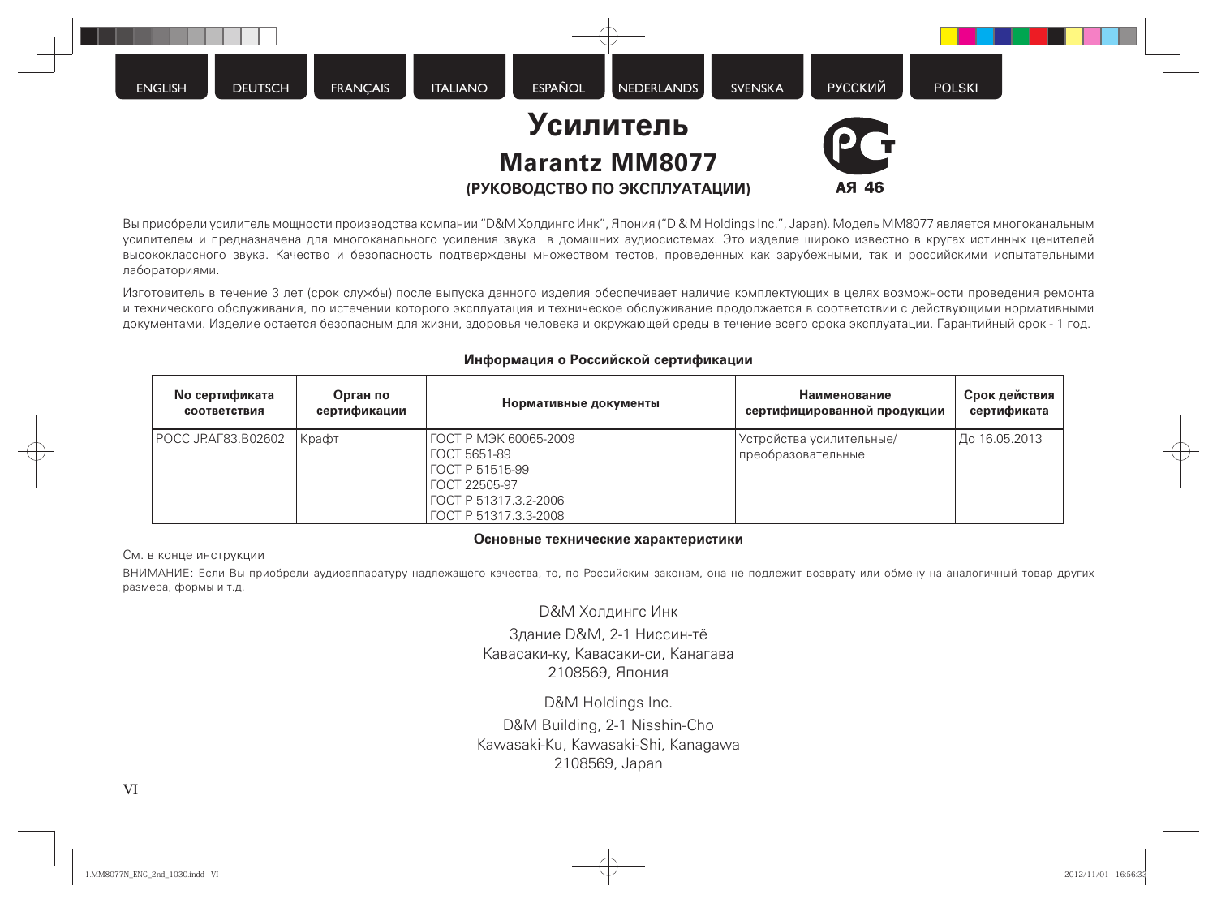ENGLISH | DEUTSCH | FRANÇAIS | ITALIANO | ESPAÑOL | NEDERLANDS | SVENSKA | РУССКИЙ | POLSKI

# Усилитель

## Marantz MM8077

### (РУКОВОДСТВО ПО ЭКСПЛУАТАЦИИ)

АЯ 46

Вы приобрели усилитель мощности производства компании "D&M Холдингс Инк", Япония ("D & M Holdings Inc.", Japan). Модель MM8077 является многоканальным усилителем и предназначена для многоканального усиления звука в домашних аудиосистемах. Это изделие широко известно в кругах истинных ценителей высококлассного звука. Качество и безопасность подтверждены множеством тестов, проведенных как зарубежными, так и российскими испытательными лабораториями.

Изготовитель в течение 3 лет (срок службы) после выпуска данного изделия обеспечивает наличие комплектующих в целях возможности проведения ремонта и технического обслуживания, по истечении которого эксплуатация и техническое обслуживание продолжается в соответствии с действующими нормативными документами. Изделие остается безопасным для жизни, здоровья человека и окружающей среды в течение всего срока эксплуатации. Гарантийный срок - 1 год.

**Информация о Российской сертификации**

| No сертификата соответствия | Орган по сертификации | Нормативные документы | Наименование сертифицированной продукции | Срок действия сертификата |
|---|---|---|---|---|
| РОСС JP.АГ83.B02602 | Крафт | ГОСТ Р МЭК 60065-2009<br>ГОСТ 5651-89<br>ГОСТ Р 51515-99<br>ГОСТ 22505-97<br>ГОСТ Р 51317.3.2-2006<br>ГОСТ Р 51317.3.3-2008 | Устройства усилительные/ преобразовательные | До 16.05.2013 |

**Основные технические характеристики**

См. в конце инструкции

ВНИМАНИЕ: Если Вы приобрели аудиоаппаратуру надлежащего качества, то, по Российским законам, она не подлежит возврату или обмену на аналогичный товар других размера, формы и т.д.

D&M Холдингс Инк

Здание D&M, 2-1 Ниссин-тё
Кавасаки-ку, Кавасаки-си, Канагава
2108569, Япония

D&M Holdings Inc.

D&M Building, 2-1 Nisshin-Cho
Kawasaki-Ku, Kawasaki-Shi, Kanagawa
2108569, Japan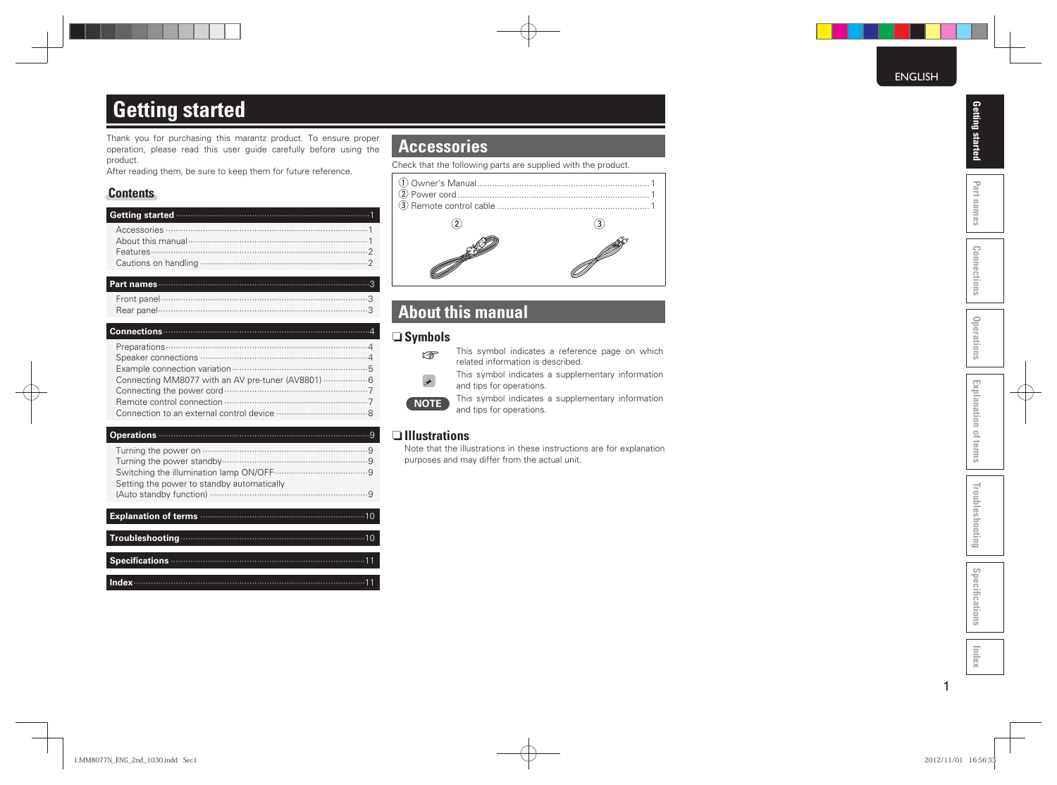# Getting started

Thank you for purchasing this marantz product. To ensure proper operation, please read this user guide carefully before using the product.

After reading them, be sure to keep them for future reference.

## Contents

| | |
|---|---|
| **Getting started** | 1 |
| Accessories | 1 |
| About this manual | 1 |
| Features | 2 |
| Cautions on handling | 2 |
| **Part names** | 3 |
| Front panel | 3 |
| Rear panel | 3 |
| **Connections** | 4 |
| Preparations | 4 |
| Speaker connections | 4 |
| Example connection variation | 5 |
| Connecting MM8077 with an AV pre-tuner (AV8801) | 6 |
| Connecting the power cord | 7 |
| Remote control connection | 7 |
| Connection to an external control device | 8 |
| **Operations** | 9 |
| Turning the power on | 9 |
| Turning the power standby | 9 |
| Switching the illumination lamp ON/OFF | 9 |
| Setting the power to standby automatically (Auto standby function) | 9 |
| **Explanation of terms** | 10 |
| **Troubleshooting** | 10 |
| **Specifications** | 11 |
| **Index** | 11 |

## Accessories

Check that the following parts are supplied with the product.

| | |
|---|---|
| ① Owner's Manual | 1 |
| ② Power cord | 1 |
| ③ Remote control cable | 1 |

## About this manual

### ❏ Symbols

☞ This symbol indicates a reference page on which related information is described.

This symbol indicates a supplementary information and tips for operations.

**NOTE** This symbol indicates a supplementary information and tips for operations.

### ❏ Illustrations

Note that the illustrations in these instructions are for explanation purposes and may differ from the actual unit.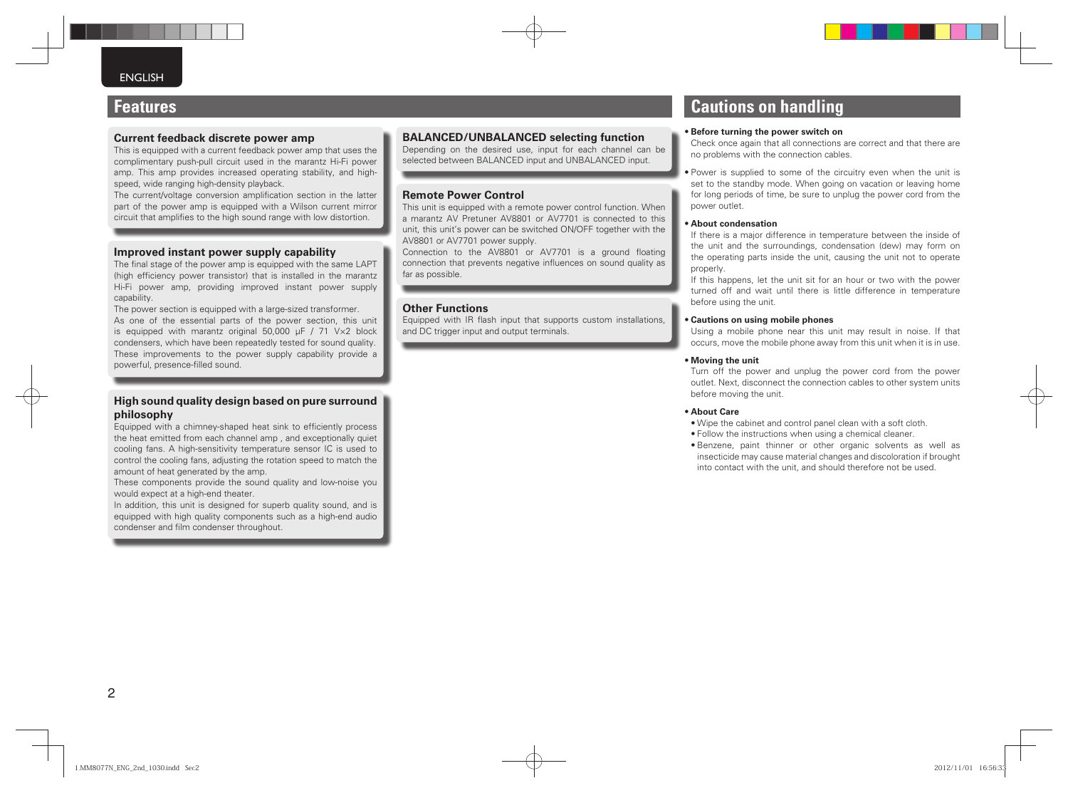ENGLISH

## Features

### Current feedback discrete power amp

This is equipped with a current feedback power amp that uses the complimentary push-pull circuit used in the marantz Hi-Fi power amp. This amp provides increased operating stability, and high-speed, wide ranging high-density playback.

The current/voltage conversion amplification section in the latter part of the power amp is equipped with a Wilson current mirror circuit that amplifies to the high sound range with low distortion.

### Improved instant power supply capability

The final stage of the power amp is equipped with the same LAPT (high efficiency power transistor) that is installed in the marantz Hi-Fi power amp, providing improved instant power supply capability.

The power section is equipped with a large-sized transformer.

As one of the essential parts of the power section, this unit is equipped with marantz original 50,000 μF / 71 V×2 block condensers, which have been repeatedly tested for sound quality. These improvements to the power supply capability provide a powerful, presence-filled sound.

### High sound quality design based on pure surround philosophy

Equipped with a chimney-shaped heat sink to efficiently process the heat emitted from each channel amp , and exceptionally quiet cooling fans. A high-sensitivity temperature sensor IC is used to control the cooling fans, adjusting the rotation speed to match the amount of heat generated by the amp.

These components provide the sound quality and low-noise you would expect at a high-end theater.

In addition, this unit is designed for superb quality sound, and is equipped with high quality components such as a high-end audio condenser and film condenser throughout.

### BALANCED/UNBALANCED selecting function

Depending on the desired use, input for each channel can be selected between BALANCED input and UNBALANCED input.

### Remote Power Control

This unit is equipped with a remote power control function. When a marantz AV Pretuner AV8801 or AV7701 is connected to this unit, this unit's power can be switched ON/OFF together with the AV8801 or AV7701 power supply.

Connection to the AV8801 or AV7701 is a ground floating connection that prevents negative influences on sound quality as far as possible.

### Other Functions

Equipped with IR flash input that supports custom installations, and DC trigger input and output terminals.

## Cautions on handling

- **Before turning the power switch on**
  Check once again that all connections are correct and that there are no problems with the connection cables.
- Power is supplied to some of the circuitry even when the unit is set to the standby mode. When going on vacation or leaving home for long periods of time, be sure to unplug the power cord from the power outlet.
- **About condensation**
  If there is a major difference in temperature between the inside of the unit and the surroundings, condensation (dew) may form on the operating parts inside the unit, causing the unit not to operate properly.
  If this happens, let the unit sit for an hour or two with the power turned off and wait until there is little difference in temperature before using the unit.
- **Cautions on using mobile phones**
  Using a mobile phone near this unit may result in noise. If that occurs, move the mobile phone away from this unit when it is in use.
- **Moving the unit**
  Turn off the power and unplug the power cord from the power outlet. Next, disconnect the connection cables to other system units before moving the unit.
- **About Care**
  - Wipe the cabinet and control panel clean with a soft cloth.
  - Follow the instructions when using a chemical cleaner.
  - Benzene, paint thinner or other organic solvents as well as insecticide may cause material changes and discoloration if brought into contact with the unit, and should therefore not be used.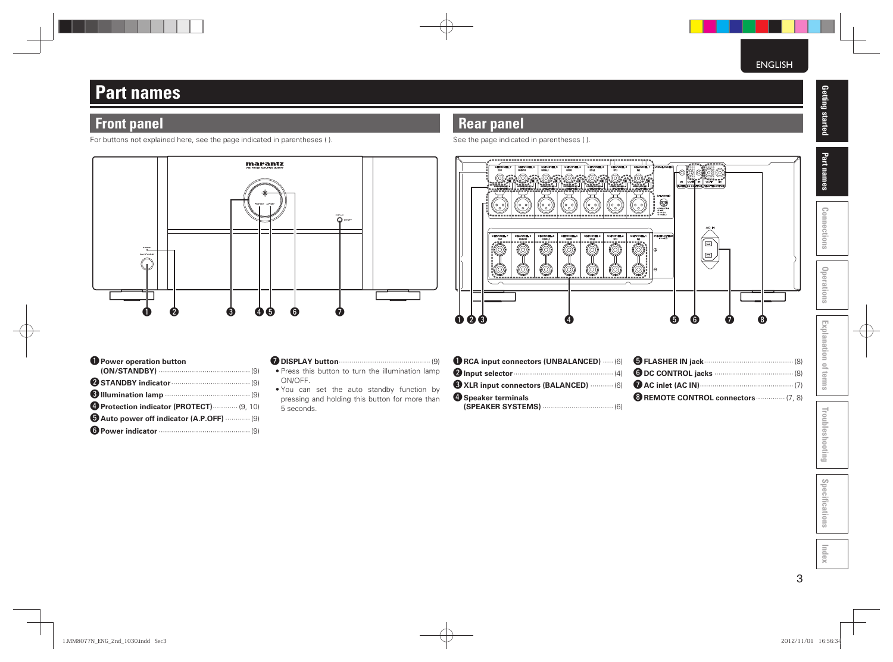# Part names

## Front panel

For buttons not explained here, see the page indicated in parentheses ( ).

❶ **Power operation button (ON/STANDBY)** ........................................ (9)

❷ **STANDBY indicator** ........................................ (9)

❸ **Illumination lamp** ........................................ (9)

❹ **Protection indicator (PROTECT)** ........................................ (9, 10)

❺ **Auto power off indicator (A.P.OFF)** ........................................ (9)

❻ **Power indicator** ........................................ (9)

❼ **DISPLAY button** ........................................ (9)

- Press this button to turn the illumination lamp ON/OFF.
- You can set the auto standby function by pressing and holding this button for more than 5 seconds.

## Rear panel

See the page indicated in parentheses ( ).

❶ **RCA input connectors (UNBALANCED)** ........................................ (6)

❷ **Input selector** ........................................ (4)

❸ **XLR input connectors (BALANCED)** ........................................ (6)

❹ **Speaker terminals (SPEAKER SYSTEMS)** ........................................ (6)

❺ **FLASHER IN jack** ........................................ (8)

❻ **DC CONTROL jacks** ........................................ (8)

❼ **AC inlet (AC IN)** ........................................ (7)

❽ **REMOTE CONTROL connectors** ........................................ (7, 8)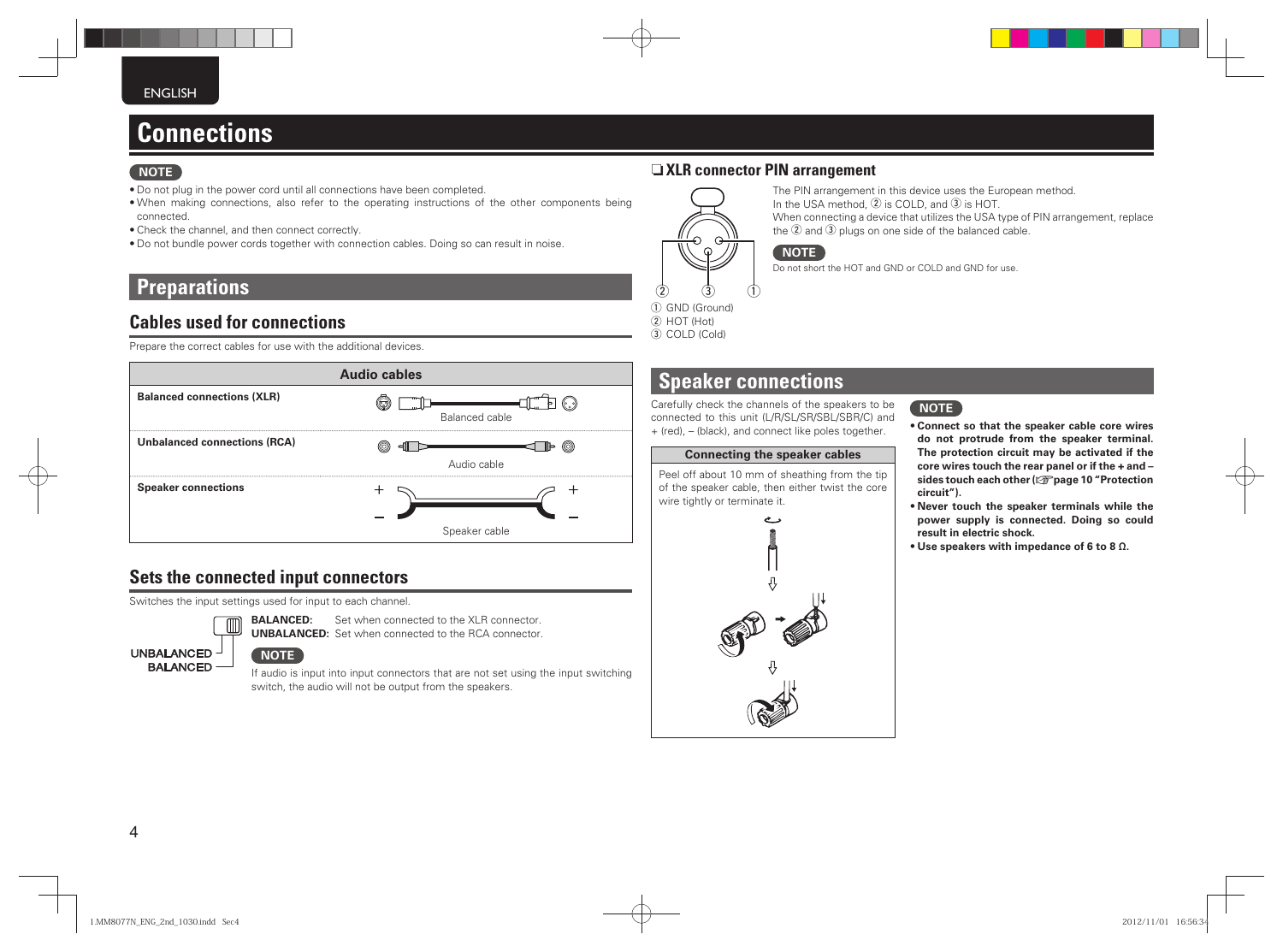# Connections

**NOTE**

- Do not plug in the power cord until all connections have been completed.
- When making connections, also refer to the operating instructions of the other components being connected.
- Check the channel, and then connect correctly.
- Do not bundle power cords together with connection cables. Doing so can result in noise.

## Preparations

### Cables used for connections

Prepare the correct cables for use with the additional devices.

| Audio cables | |
|---|---|
| **Balanced connections (XLR)** | Balanced cable |
| **Unbalanced connections (RCA)** | Audio cable |
| **Speaker connections** | Speaker cable |

### Sets the connected input connectors

Switches the input settings used for input to each channel.

UNBALANCED
BALANCED

**BALANCED:** Set when connected to the XLR connector.
**UNBALANCED:** Set when connected to the RCA connector.

**NOTE**

If audio is input into input connectors that are not set using the input switching switch, the audio will not be output from the speakers.

### ❑ XLR connector PIN arrangement

The PIN arrangement in this device uses the European method.
In the USA method, ② is COLD, and ③ is HOT.
When connecting a device that utilizes the USA type of PIN arrangement, replace the ② and ③ plugs on one side of the balanced cable.

**NOTE**

Do not short the HOT and GND or COLD and GND for use.

① GND (Ground)
② HOT (Hot)
③ COLD (Cold)

## Speaker connections

Carefully check the channels of the speakers to be connected to this unit (L/R/SL/SR/SBL/SBR/C) and + (red), – (black), and connect like poles together.

**Connecting the speaker cables**

Peel off about 10 mm of sheathing from the tip of the speaker cable, then either twist the core wire tightly or terminate it.

**NOTE**

- **Connect so that the speaker cable core wires do not protrude from the speaker terminal. The protection circuit may be activated if the core wires touch the rear panel or if the + and – sides touch each other (☞page 10 "Protection circuit").**
- **Never touch the speaker terminals while the power supply is connected. Doing so could result in electric shock.**
- **Use speakers with impedance of 6 to 8 Ω.**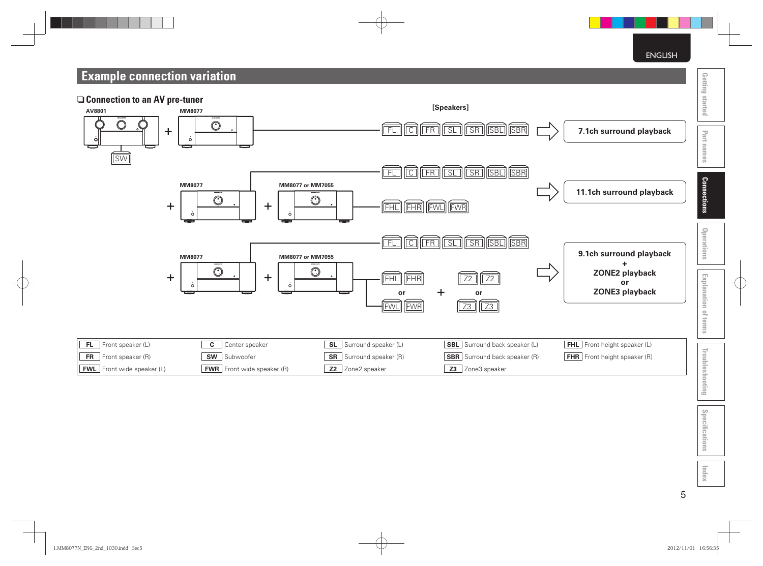# Example connection variation

## ❑ Connection to an AV pre-tuner

AV8801 + MM8077 (SW) — [Speakers] FL C FR SL SR SBL SBR → 7.1ch surround playback

MM8077 + MM8077 or MM7055 — FL C FR SL SR SBL SBR / FHL FHR FWL FWR → 11.1ch surround playback

MM8077 + MM8077 or MM7055 — FL C FR SL SR SBL SBR / FHL FHR or FWL FWR + Z2 Z2 or Z3 Z3 → 9.1ch surround playback + ZONE2 playback or ZONE3 playback

| | | | | | | | | | |
|---|---|---|---|---|---|---|---|---|---|
| **FL** | Front speaker (L) | **C** | Center speaker | **SL** | Surround speaker (L) | **SBL** | Surround back speaker (L) | **FHL** | Front height speaker (L) |
| **FR** | Front speaker (R) | **SW** | Subwoofer | **SR** | Surround speaker (R) | **SBR** | Surround back speaker (R) | **FHR** | Front height speaker (R) |
| **FWL** | Front wide speaker (L) | **FWR** | Front wide speaker (R) | **Z2** | Zone2 speaker | **Z3** | Zone3 speaker | | |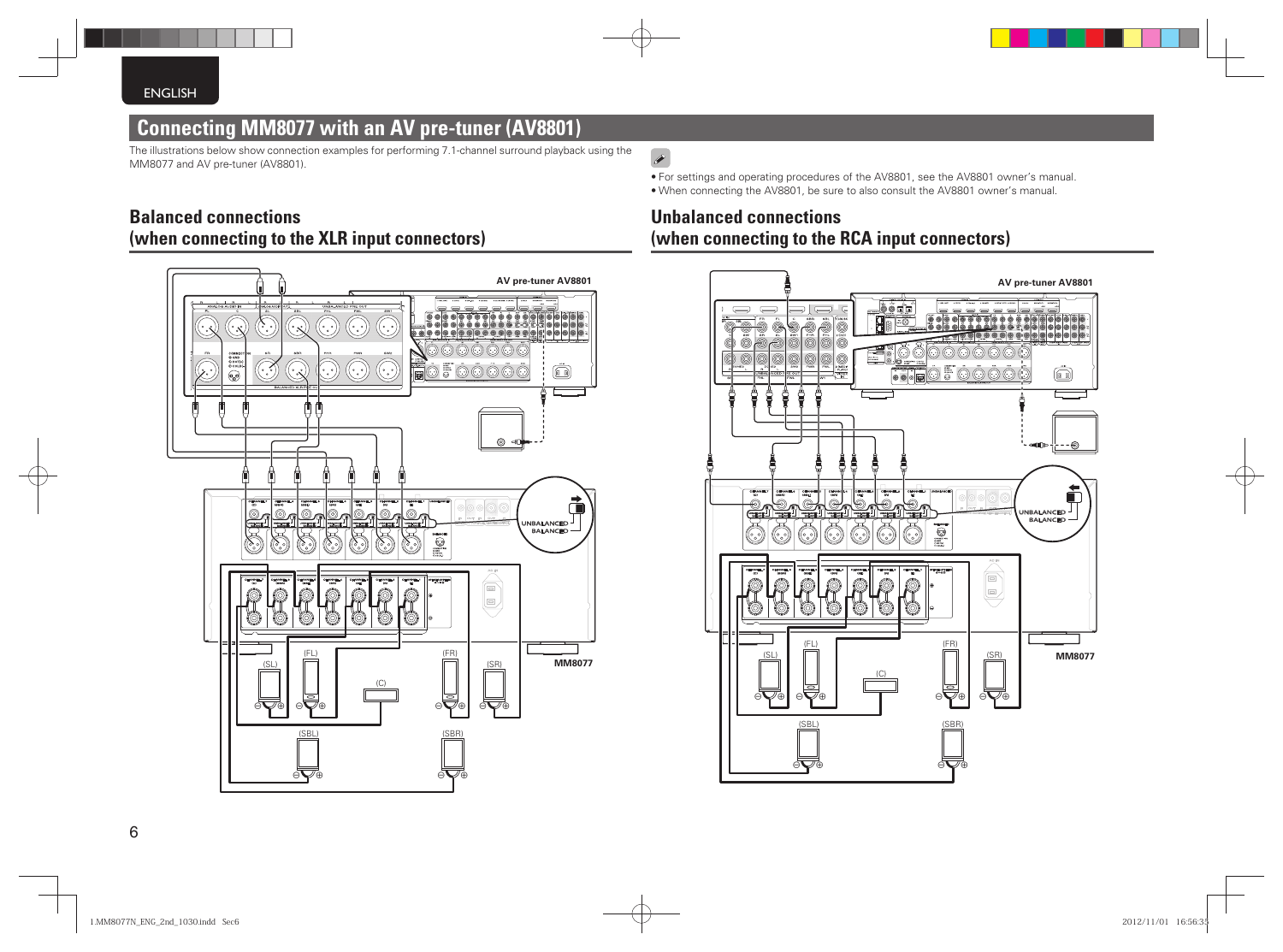# Connecting MM8077 with an AV pre-tuner (AV8801)

The illustrations below show connection examples for performing 7.1-channel surround playback using the MM8077 and AV pre-tuner (AV8801).

- For settings and operating procedures of the AV8801, see the AV8801 owner's manual.
- When connecting the AV8801, be sure to also consult the AV8801 owner's manual.

## Balanced connections (when connecting to the XLR input connectors)

AV pre-tuner AV8801

UNBALANCED
BALANCED

MM8077

(SL) (FL) (C) (FR) (SR)

(SBL) (SBR)

## Unbalanced connections (when connecting to the RCA input connectors)

AV pre-tuner AV8801

UNBALANCED
BALANCED

MM8077

(SL) (FL) (C) (FR) (SR)

(SBL) (SBR)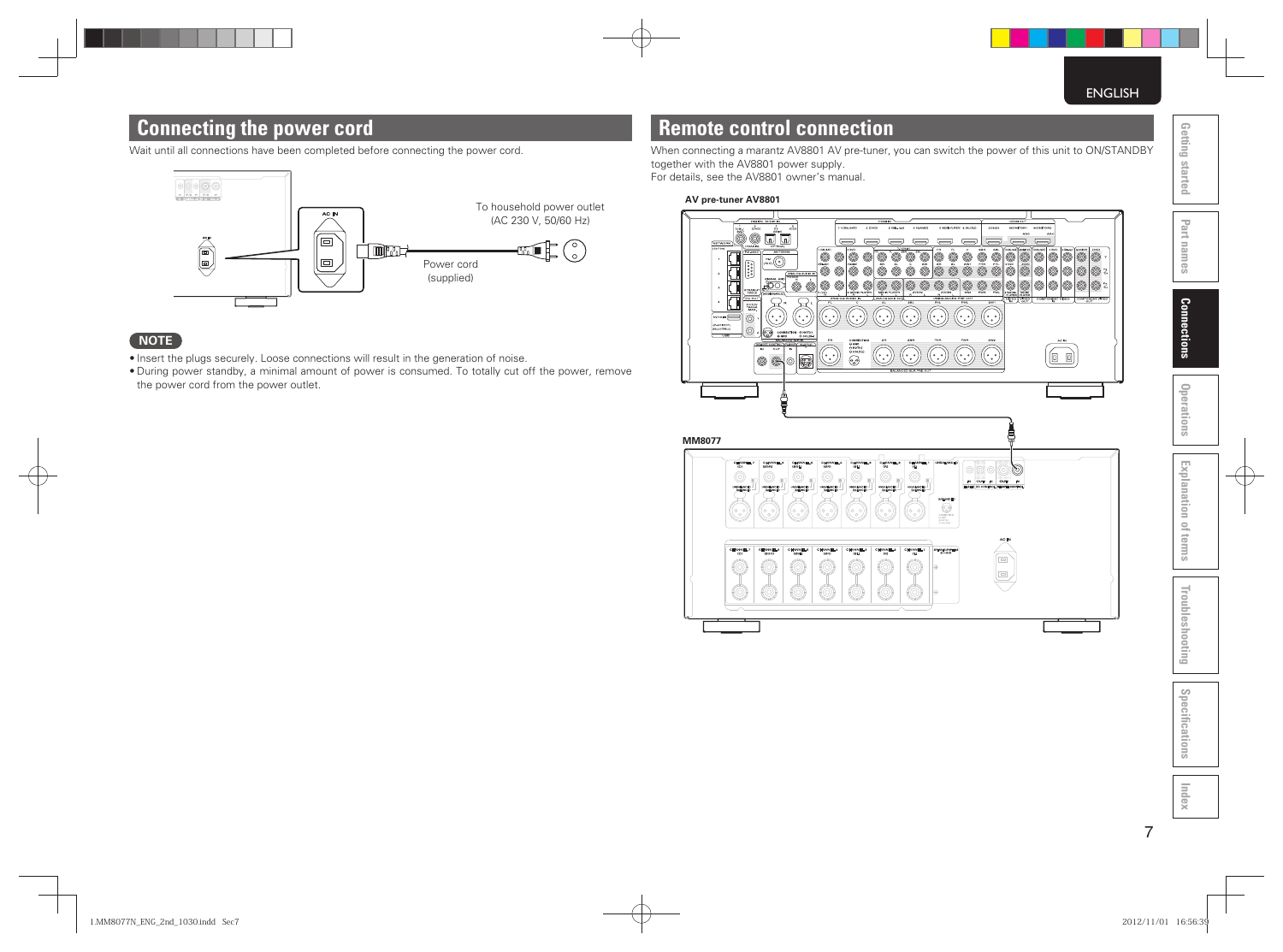## Connecting the power cord

Wait until all connections have been completed before connecting the power cord.

AC IN

To household power outlet (AC 230 V, 50/60 Hz)

Power cord (supplied)

**NOTE**

- Insert the plugs securely. Loose connections will result in the generation of noise.
- During power standby, a minimal amount of power is consumed. To totally cut off the power, remove the power cord from the power outlet.

## Remote control connection

When connecting a marantz AV8801 AV pre-tuner, you can switch the power of this unit to ON/STANDBY together with the AV8801 power supply.
For details, see the AV8801 owner's manual.

**AV pre-tuner AV8801**

**MM8077**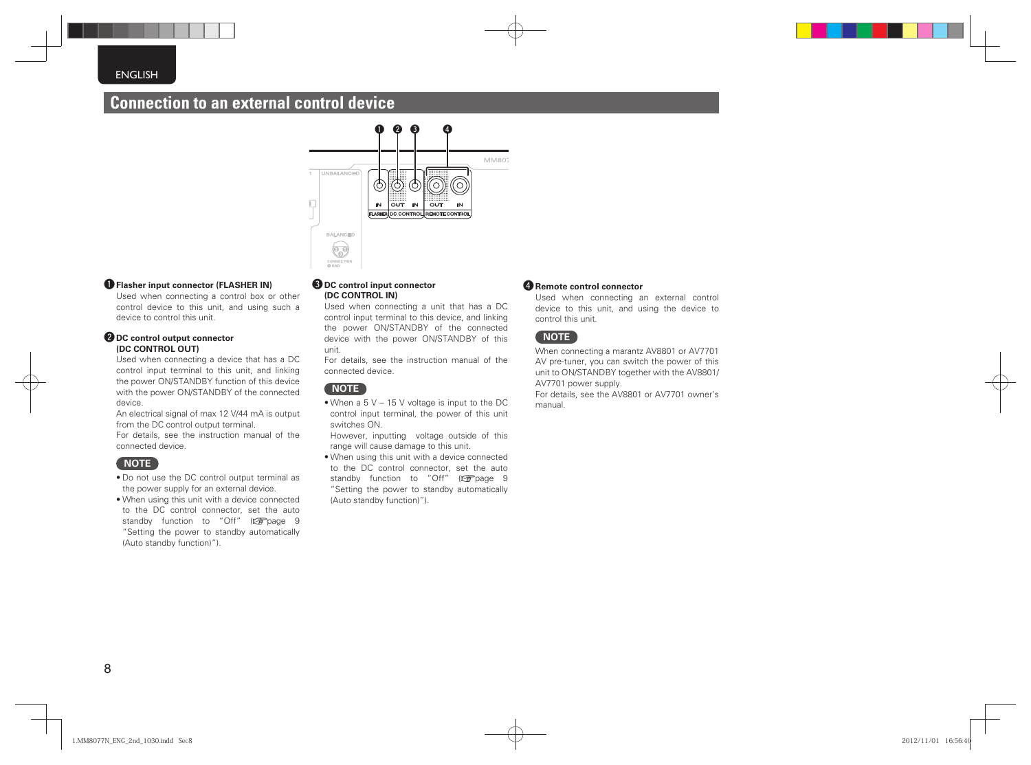## Connection to an external control device

**❶ Flasher input connector (FLASHER IN)**

Used when connecting a control box or other control device to this unit, and using such a device to control this unit.

**❷ DC control output connector (DC CONTROL OUT)**

Used when connecting a device that has a DC control input terminal to this unit, and linking the power ON/STANDBY function of this device with the power ON/STANDBY of the connected device.

An electrical signal of max 12 V/44 mA is output from the DC control output terminal.

For details, see the instruction manual of the connected device.

**NOTE**

- Do not use the DC control output terminal as the power supply for an external device.
- When using this unit with a device connected to the DC control connector, set the auto standby function to "Off" (☞page 9 "Setting the power to standby automatically (Auto standby function)").

**❸ DC control input connector (DC CONTROL IN)**

Used when connecting a unit that has a DC control input terminal to this device, and linking the power ON/STANDBY of the connected device with the power ON/STANDBY of this unit.

For details, see the instruction manual of the connected device.

**NOTE**

- When a 5 V – 15 V voltage is input to the DC control input terminal, the power of this unit switches ON.
  However, inputting voltage outside of this range will cause damage to this unit.
- When using this unit with a device connected to the DC control connector, set the auto standby function to "Off" (☞page 9 "Setting the power to standby automatically (Auto standby function)").

**❹ Remote control connector**

Used when connecting an external control device to this unit, and using the device to control this unit.

**NOTE**

When connecting a marantz AV8801 or AV7701 AV pre-tuner, you can switch the power of this unit to ON/STANDBY together with the AV8801/AV7701 power supply.

For details, see the AV8801 or AV7701 owner's manual.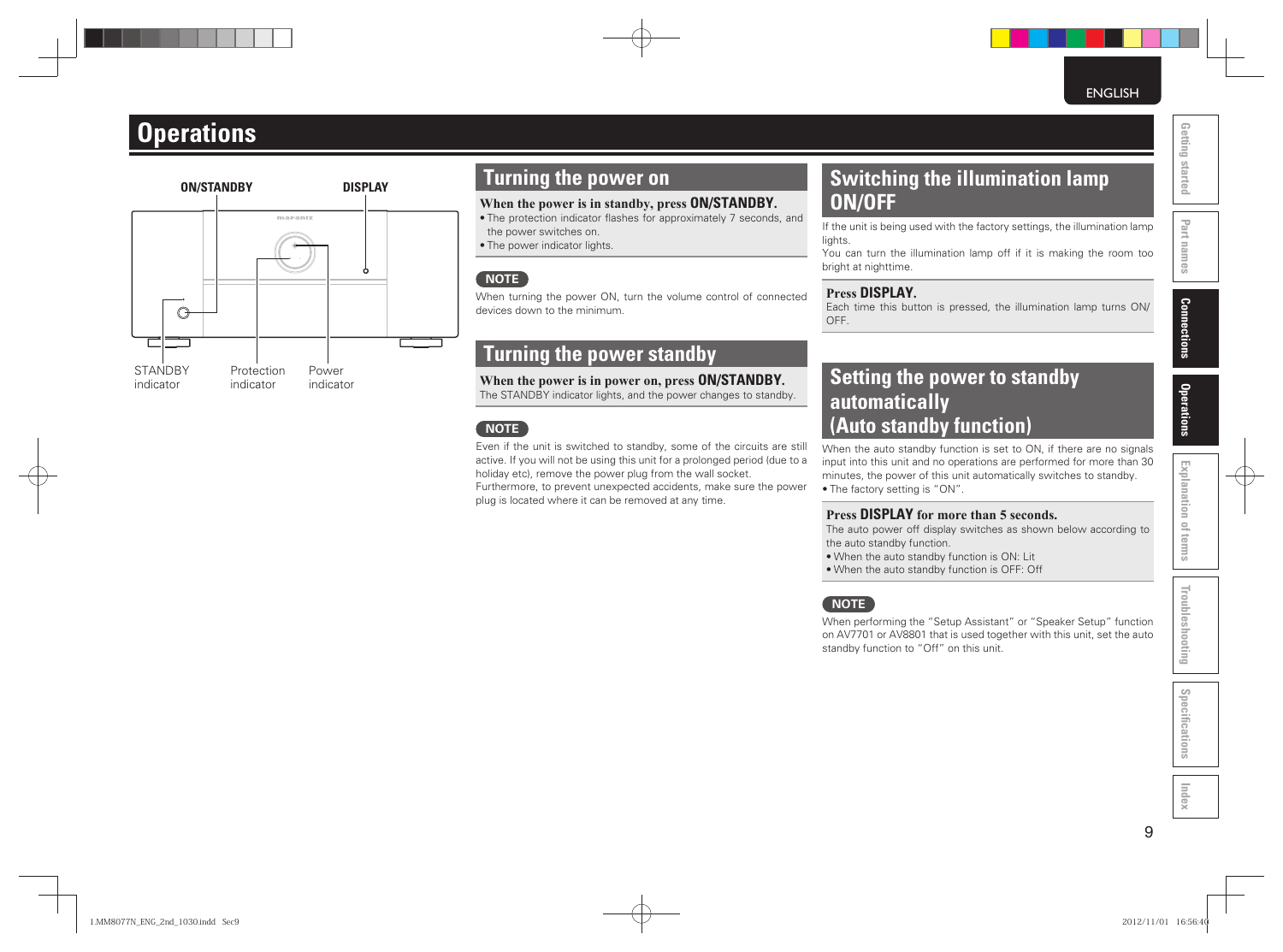# Operations

ON/STANDBY DISPLAY

STANDBY indicator
Protection indicator
Power indicator

## Turning the power on

**When the power is in standby, press ON/STANDBY.**

- The protection indicator flashes for approximately 7 seconds, and the power switches on.
- The power indicator lights.

**NOTE**

When turning the power ON, turn the volume control of connected devices down to the minimum.

## Turning the power standby

**When the power is in power on, press ON/STANDBY.**

The STANDBY indicator lights, and the power changes to standby.

**NOTE**

Even if the unit is switched to standby, some of the circuits are still active. If you will not be using this unit for a prolonged period (due to a holiday etc), remove the power plug from the wall socket.
Furthermore, to prevent unexpected accidents, make sure the power plug is located where it can be removed at any time.

## Switching the illumination lamp ON/OFF

If the unit is being used with the factory settings, the illumination lamp lights.
You can turn the illumination lamp off if it is making the room too bright at nighttime.

**Press DISPLAY.**

Each time this button is pressed, the illumination lamp turns ON/OFF.

## Setting the power to standby automatically (Auto standby function)

When the auto standby function is set to ON, if there are no signals input into this unit and no operations are performed for more than 30 minutes, the power of this unit automatically switches to standby.

- The factory setting is "ON".

**Press DISPLAY for more than 5 seconds.**

The auto power off display switches as shown below according to the auto standby function.

- When the auto standby function is ON: Lit
- When the auto standby function is OFF: Off

**NOTE**

When performing the "Setup Assistant" or "Speaker Setup" function on AV7701 or AV8801 that is used together with this unit, set the auto standby function to "Off" on this unit.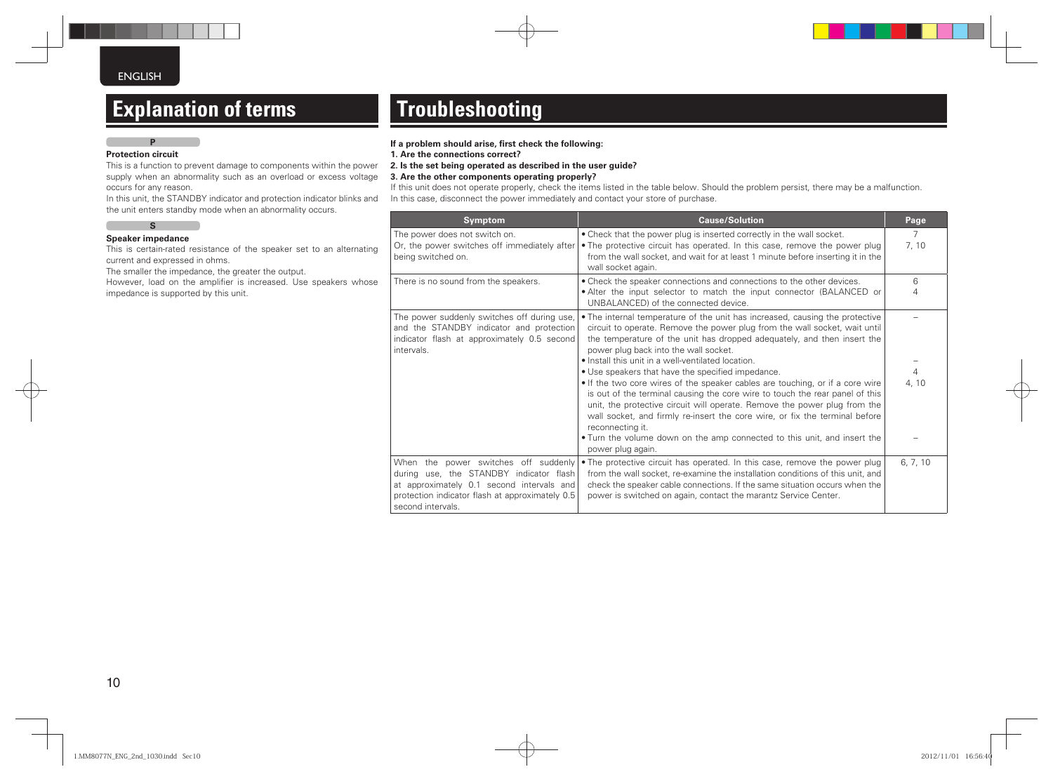# Explanation of terms

**P**

**Protection circuit**

This is a function to prevent damage to components within the power supply when an abnormality such as an overload or excess voltage occurs for any reason.

In this unit, the STANDBY indicator and protection indicator blinks and the unit enters standby mode when an abnormality occurs.

**S**

**Speaker impedance**

This is certain-rated resistance of the speaker set to an alternating current and expressed in ohms.

The smaller the impedance, the greater the output.

However, load on the amplifier is increased. Use speakers whose impedance is supported by this unit.

# Troubleshooting

**If a problem should arise, first check the following:**

**1. Are the connections correct?**

**2. Is the set being operated as described in the user guide?**

**3. Are the other components operating properly?**

If this unit does not operate properly, check the items listed in the table below. Should the problem persist, there may be a malfunction. In this case, disconnect the power immediately and contact your store of purchase.

| Symptom | Cause/Solution | Page |
|---|---|---|
| The power does not switch on. Or, the power switches off immediately after being switched on. | • Check that the power plug is inserted correctly in the wall socket.<br>• The protective circuit has operated. In this case, remove the power plug from the wall socket, and wait for at least 1 minute before inserting it in the wall socket again. | 7<br>7, 10 |
| There is no sound from the speakers. | • Check the speaker connections and connections to the other devices.<br>• Alter the input selector to match the input connector (BALANCED or UNBALANCED) of the connected device. | 6<br>4 |
| The power suddenly switches off during use, and the STANDBY indicator and protection indicator flash at approximately 0.5 second intervals. | • The internal temperature of the unit has increased, causing the protective circuit to operate. Remove the power plug from the wall socket, wait until the temperature of the unit has dropped adequately, and then insert the power plug back into the wall socket.<br>• Install this unit in a well-ventilated location.<br>• Use speakers that have the specified impedance.<br>• If the two core wires of the speaker cables are touching, or if a core wire is out of the terminal causing the core wire to touch the rear panel of this unit, the protective circuit will operate. Remove the power plug from the wall socket, and firmly re-insert the core wire, or fix the terminal before reconnecting it.<br>• Turn the volume down on the amp connected to this unit, and insert the power plug again. | –<br>–<br>4<br>4, 10<br>– |
| When the power switches off suddenly during use, the STANDBY indicator flash at approximately 0.1 second intervals and protection indicator flash at approximately 0.5 second intervals. | • The protective circuit has operated. In this case, remove the power plug from the wall socket, re-examine the installation conditions of this unit, and check the speaker cable connections. If the same situation occurs when the power is switched on again, contact the marantz Service Center. | 6, 7, 10 |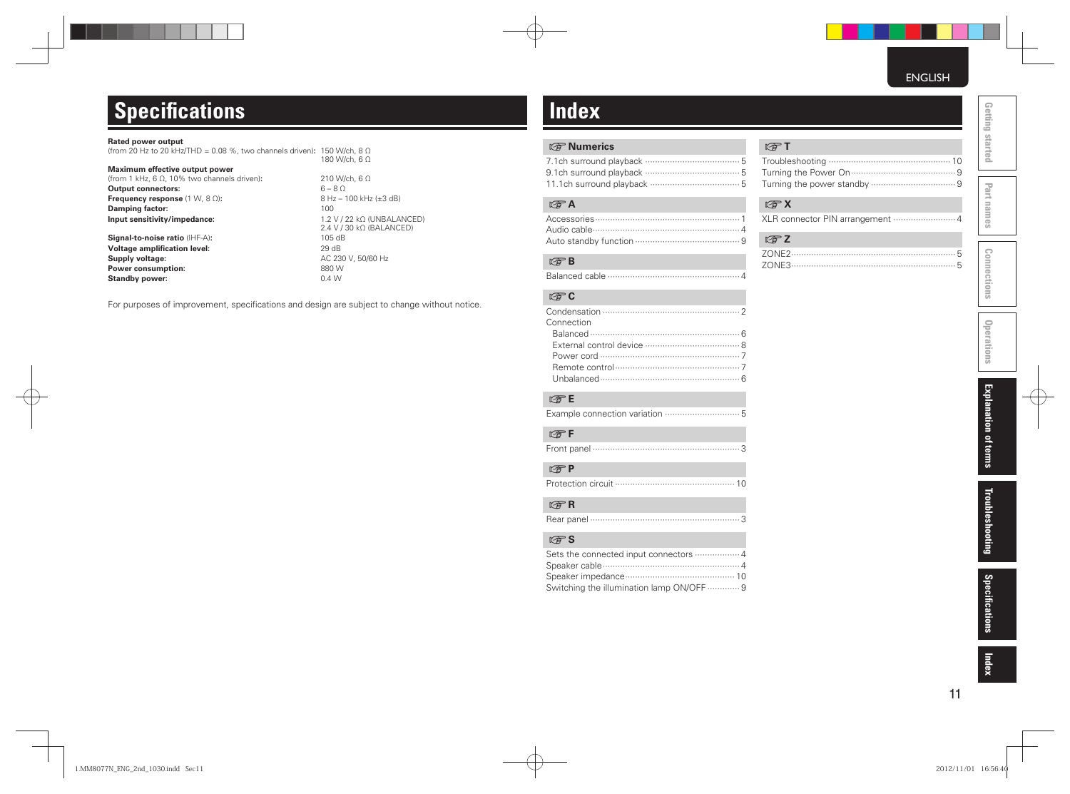# Specifications

| | |
|---|---|
| **Rated power output**<br>(from 20 Hz to 20 kHz/THD = 0.08 %, two channels driven)**:** | 150 W/ch, 8 Ω<br>180 W/ch, 6 Ω |
| **Maximum effective output power**<br>(from 1 kHz, 6 Ω, 10% two channels driven)**:** | 210 W/ch, 6 Ω |
| **Output connectors:** | 6 – 8 Ω |
| **Frequency response** (1 W, 8 Ω)**:** | 8 Hz – 100 kHz (±3 dB) |
| **Damping factor:** | 100 |
| **Input sensitivity/impedance:** | 1.2 V / 22 kΩ (UNBALANCED)<br>2.4 V / 30 kΩ (BALANCED) |
| **Signal-to-noise ratio** (IHF-A)**:** | 105 dB |
| **Voltage amplification level:** | 29 dB |
| **Supply voltage:** | AC 230 V, 50/60 Hz |
| **Power consumption:** | 880 W |
| **Standby power:** | 0.4 W |

For purposes of improvement, specifications and design are subject to change without notice.

# Index

### ☞ Numerics

7.1ch surround playback ······ 5
9.1ch surround playback ······ 5
11.1ch surround playback ······ 5

### ☞ A

Accessories ······ 1
Audio cable ······ 4
Auto standby function ······ 9

### ☞ B

Balanced cable ······ 4

### ☞ C

Condensation ······ 2
Connection
- Balanced ······ 6
- External control device ······ 8
- Power cord ······ 7
- Remote control ······ 7
- Unbalanced ······ 6

### ☞ E

Example connection variation ······ 5

### ☞ F

Front panel ······ 3

### ☞ P

Protection circuit ······ 10

### ☞ R

Rear panel ······ 3

### ☞ S

Sets the connected input connectors ······ 4
Speaker cable ······ 4
Speaker impedance ······ 10
Switching the illumination lamp ON/OFF ······ 9

### ☞ T

Troubleshooting ······ 10
Turning the Power On ······ 9
Turning the power standby ······ 9

### ☞ X

XLR connector PIN arrangement ······ 4

### ☞ Z

ZONE2 ······ 5
ZONE3 ······ 5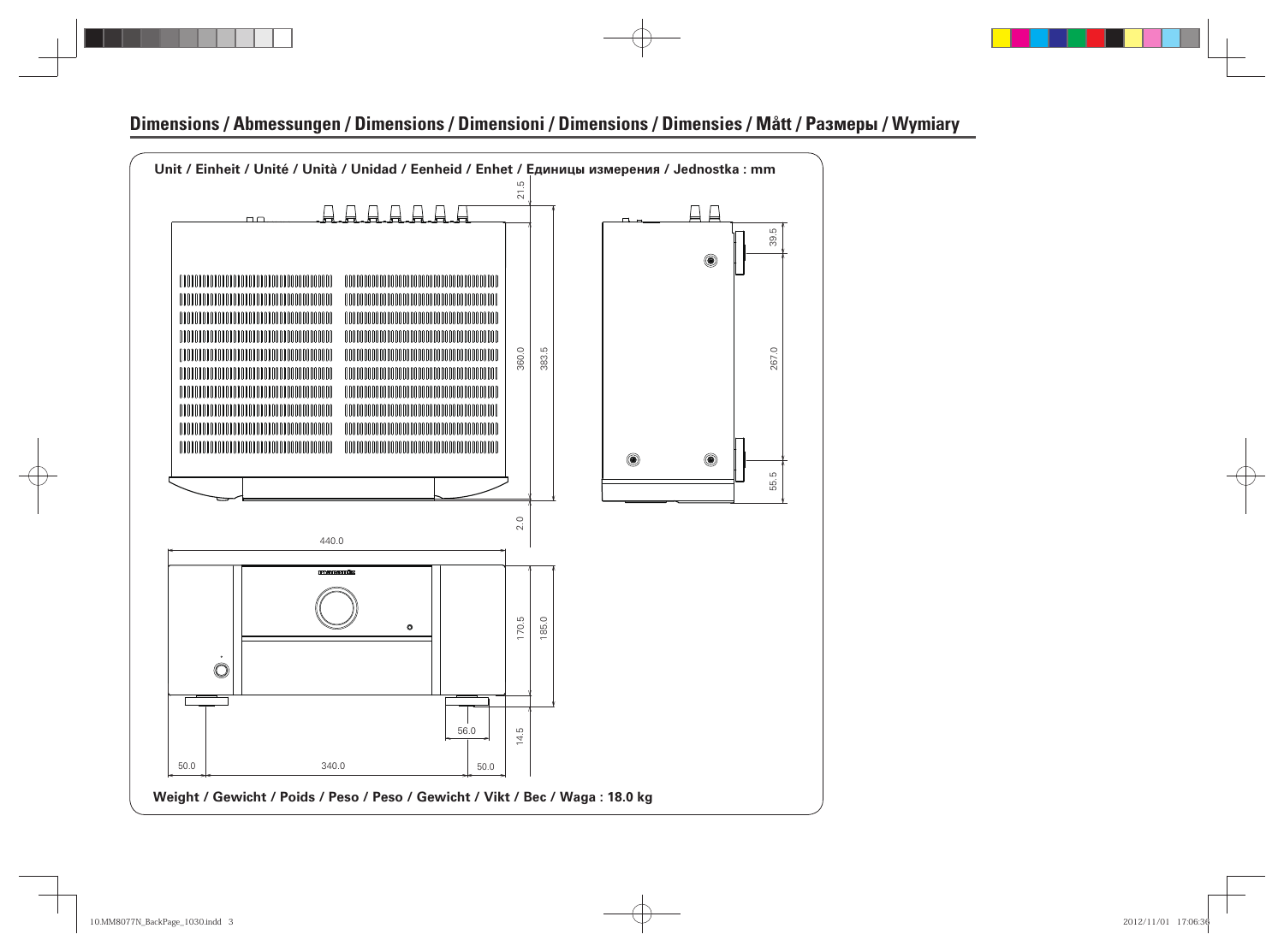## Dimensions / Abmessungen / Dimensions / Dimensioni / Dimensions / Dimensies / Mått / Размеры / Wymiary

**Unit / Einheit / Unité / Unità / Unidad / Eenheid / Enhet / Единицы измерения / Jednostka : mm**

21.5

360.0

383.5

2.0

39.5

267.0

55.5

440.0

170.5

185.0

56.0

14.5

50.0

340.0

50.0

**Weight / Gewicht / Poids / Peso / Peso / Gewicht / Vikt / Вес / Waga : 18.0 kg**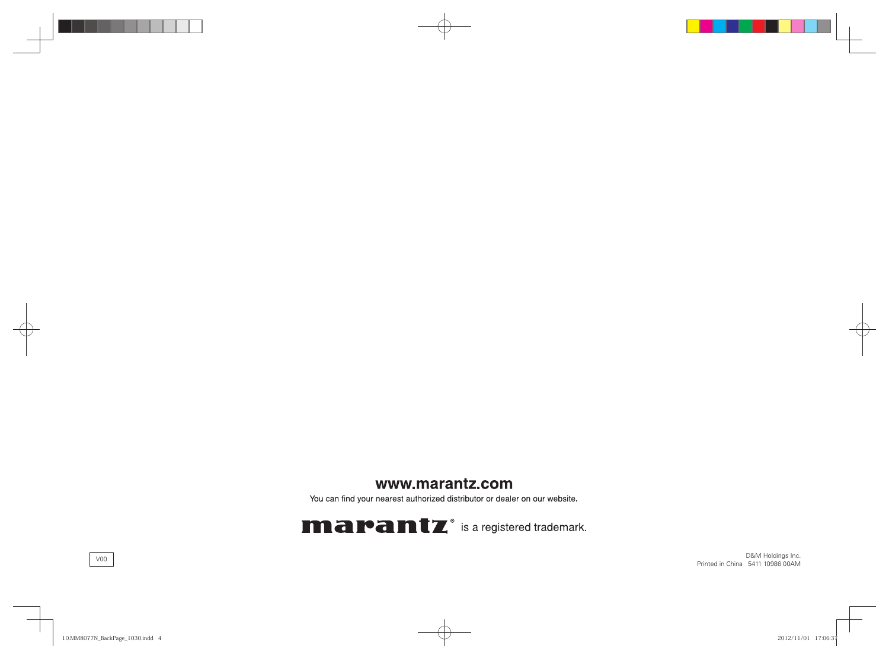**www.marantz.com**

You can find your nearest authorized distributor or dealer on our website.

marantz® is a registered trademark.

V00

D&M Holdings Inc.
Printed in China 5411 10986 00AM